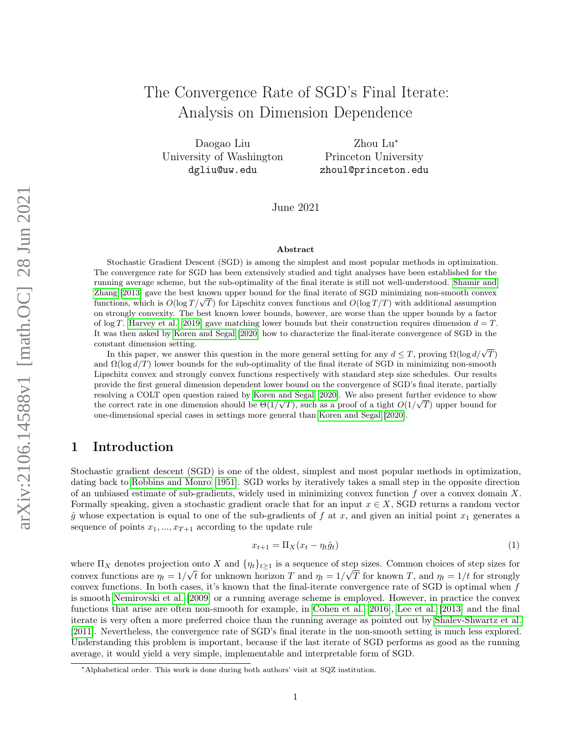# The Convergence Rate of SGD's Final Iterate: Analysis on Dimension Dependence

Daogao Liu
University of Washington
dgliu@uw.edu

Zhou Lu*
Princeton University
zhoul@princeton.edu

June 2021

### Abstract

Stochastic Gradient Descent (SGD) is among the simplest and most popular methods in optimization. The convergence rate for SGD has been extensively studied and tight analyses have been established for the running average scheme, but the sub-optimality of the final iterate is still not well-understood. Shamir and Zhang [2013] gave the best known upper bound for the final iterate of SGD minimizing non-smooth convex functions, which is $O(\log T/\sqrt{T})$ for Lipschitz convex functions and $O(\log T/T)$ with additional assumption on strongly convexity. The best known lower bounds, however, are worse than the upper bounds by a factor of $\log T$. Harvey et al. [2019] gave matching lower bounds but their construction requires dimension $d = T$. It was then asked by Koren and Segal [2020] how to characterize the final-iterate convergence of SGD in the constant dimension setting.

In this paper, we answer this question in the more general setting for any $d \leq T$, proving $\Omega(\log d/\sqrt{T})$ and $\Omega(\log d/T)$ lower bounds for the sub-optimality of the final iterate of SGD in minimizing non-smooth Lipschitz convex and strongly convex functions respectively with standard step size schedules. Our results provide the first general dimension dependent lower bound on the convergence of SGD's final iterate, partially resolving a COLT open question raised by Koren and Segal [2020]. We also present further evidence to show the correct rate in one dimension should be $\Theta(1/\sqrt{T})$, such as a proof of a tight $O(1/\sqrt{T})$ upper bound for one-dimensional special cases in settings more general than Koren and Segal [2020].

## 1 Introduction

Stochastic gradient descent (SGD) is one of the oldest, simplest and most popular methods in optimization, dating back to Robbins and Monro [1951]. SGD works by iteratively takes a small step in the opposite direction of an unbiased estimate of sub-gradients, widely used in minimizing convex function $f$ over a convex domain $X$. Formally speaking, given a stochastic gradient oracle that for an input $x \in X$, SGD returns a random vector $\hat{g}$ whose expectation is equal to one of the sub-gradients of $f$ at $x$, and given an initial point $x_1$ generates a sequence of points $x_1, ..., x_{T+1}$ according to the update rule

$$x_{t+1} = \Pi_X(x_t - \eta_t \hat{g}_t) \tag{1}$$

where $\Pi_X$ denotes projection onto $X$ and $\{\eta_t\}_{t\geq 1}$ is a sequence of step sizes. Common choices of step sizes for convex functions are $\eta_t = 1/\sqrt{t}$ for unknown horizon $T$ and $\eta_t = 1/\sqrt{T}$ for known $T$, and $\eta_t = 1/t$ for strongly convex functions. In both cases, it's known that the final-iterate convergence rate of SGD is optimal when $f$ is smooth Nemirovski et al. [2009] or a running average scheme is employed. However, in practice the convex functions that arise are often non-smooth for example, in Cohen et al. [2016], Lee et al. [2013] and the final iterate is very often a more preferred choice than the running average as pointed out by Shalev-Shwartz et al. [2011]. Nevertheless, the convergence rate of SGD's final iterate in the non-smooth setting is much less explored. Understanding this problem is important, because if the last iterate of SGD performs as good as the running average, it would yield a very simple, implementable and interpretable form of SGD.

*Alphabetical order. This work is done during both authors' visit at SQZ institution.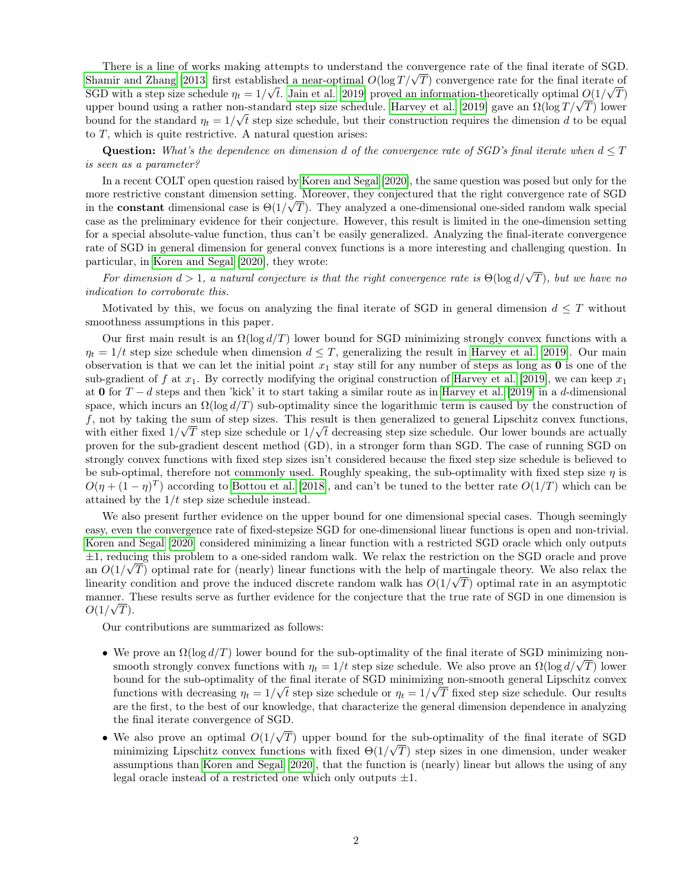There is a line of works making attempts to understand the convergence rate of the final iterate of SGD. Shamir and Zhang [2013] first established a near-optimal $O(\log T/\sqrt{T})$ convergence rate for the final iterate of SGD with a step size schedule $\eta_t = 1/\sqrt{t}$. Jain et al. [2019] proved an information-theoretically optimal $O(1/\sqrt{T})$ upper bound using a rather non-standard step size schedule. Harvey et al. [2019] gave an $\Omega(\log T/\sqrt{T})$ lower bound for the standard $\eta_t = 1/\sqrt{t}$ step size schedule, but their construction requires the dimension $d$ to be equal to $T$, which is quite restrictive. A natural question arises:

**Question:** *What's the dependence on dimension $d$ of the convergence rate of SGD's final iterate when $d \leq T$ is seen as a parameter?*

In a recent COLT open question raised by Koren and Segal [2020], the same question was posed but only for the more restrictive constant dimension setting. Moreover, they conjectured that the right convergence rate of SGD in the **constant** dimensional case is $\Theta(1/\sqrt{T})$. They analyzed a one-dimensional one-sided random walk special case as the preliminary evidence for their conjecture. However, this result is limited in the one-dimension setting for a special absolute-value function, thus can't be easily generalized. Analyzing the final-iterate convergence rate of SGD in general dimension for general convex functions is a more interesting and challenging question. In particular, in Koren and Segal [2020], they wrote:

*For dimension $d > 1$, a natural conjecture is that the right convergence rate is $\Theta(\log d/\sqrt{T})$, but we have no indication to corroborate this.*

Motivated by this, we focus on analyzing the final iterate of SGD in general dimension $d \leq T$ without smoothness assumptions in this paper.

Our first main result is an $\Omega(\log d/T)$ lower bound for SGD minimizing strongly convex functions with a $\eta_t = 1/t$ step size schedule when dimension $d \leq T$, generalizing the result in Harvey et al. [2019]. Our main observation is that we can let the initial point $x_1$ stay still for any number of steps as long as $\mathbf{0}$ is one of the sub-gradient of $f$ at $x_1$. By correctly modifying the original construction of Harvey et al. [2019], we can keep $x_1$ at $\mathbf{0}$ for $T-d$ steps and then 'kick' it to start taking a similar route as in Harvey et al. [2019] in a $d$-dimensional space, which incurs an $\Omega(\log d/T)$ sub-optimality since the logarithmic term is caused by the construction of $f$, not by taking the sum of step sizes. This result is then generalized to general Lipschitz convex functions, with either fixed $1/\sqrt{T}$ step size schedule or $1/\sqrt{t}$ decreasing step size schedule. Our lower bounds are actually proven for the sub-gradient descent method (GD), in a stronger form than SGD. The case of running SGD on strongly convex functions with fixed step sizes isn't considered because the fixed step size schedule is believed to be sub-optimal, therefore not commonly used. Roughly speaking, the sub-optimality with fixed step size $\eta$ is $O(\eta + (1-\eta)^T)$ according to Bottou et al. [2018], and can't be tuned to the better rate $O(1/T)$ which can be attained by the $1/t$ step size schedule instead.

We also present further evidence on the upper bound for one dimensional special cases. Though seemingly easy, even the convergence rate of fixed-stepsize SGD for one-dimensional linear functions is open and non-trivial. Koren and Segal [2020] considered minimizing a linear function with a restricted SGD oracle which only outputs $\pm 1$, reducing this problem to a one-sided random walk. We relax the restriction on the SGD oracle and prove an $O(1/\sqrt{T})$ optimal rate for (nearly) linear functions with the help of martingale theory. We also relax the linearity condition and prove the induced discrete random walk has $O(1/\sqrt{T})$ optimal rate in an asymptotic manner. These results serve as further evidence for the conjecture that the true rate of SGD in one dimension is $O(1/\sqrt{T})$.

Our contributions are summarized as follows:

- We prove an $\Omega(\log d/T)$ lower bound for the sub-optimality of the final iterate of SGD minimizing non-smooth strongly convex functions with $\eta_t = 1/t$ step size schedule. We also prove an $\Omega(\log d/\sqrt{T})$ lower bound for the sub-optimality of the final iterate of SGD minimizing non-smooth general Lipschitz convex functions with decreasing $\eta_t = 1/\sqrt{t}$ step size schedule or $\eta_t = 1/\sqrt{T}$ fixed step size schedule. Our results are the first, to the best of our knowledge, that characterize the general dimension dependence in analyzing the final iterate convergence of SGD.
- We also prove an optimal $O(1/\sqrt{T})$ upper bound for the sub-optimality of the final iterate of SGD minimizing Lipschitz convex functions with fixed $\Theta(1/\sqrt{T})$ step sizes in one dimension, under weaker assumptions than Koren and Segal [2020], that the function is (nearly) linear but allows the using of any legal oracle instead of a restricted one which only outputs $\pm 1$.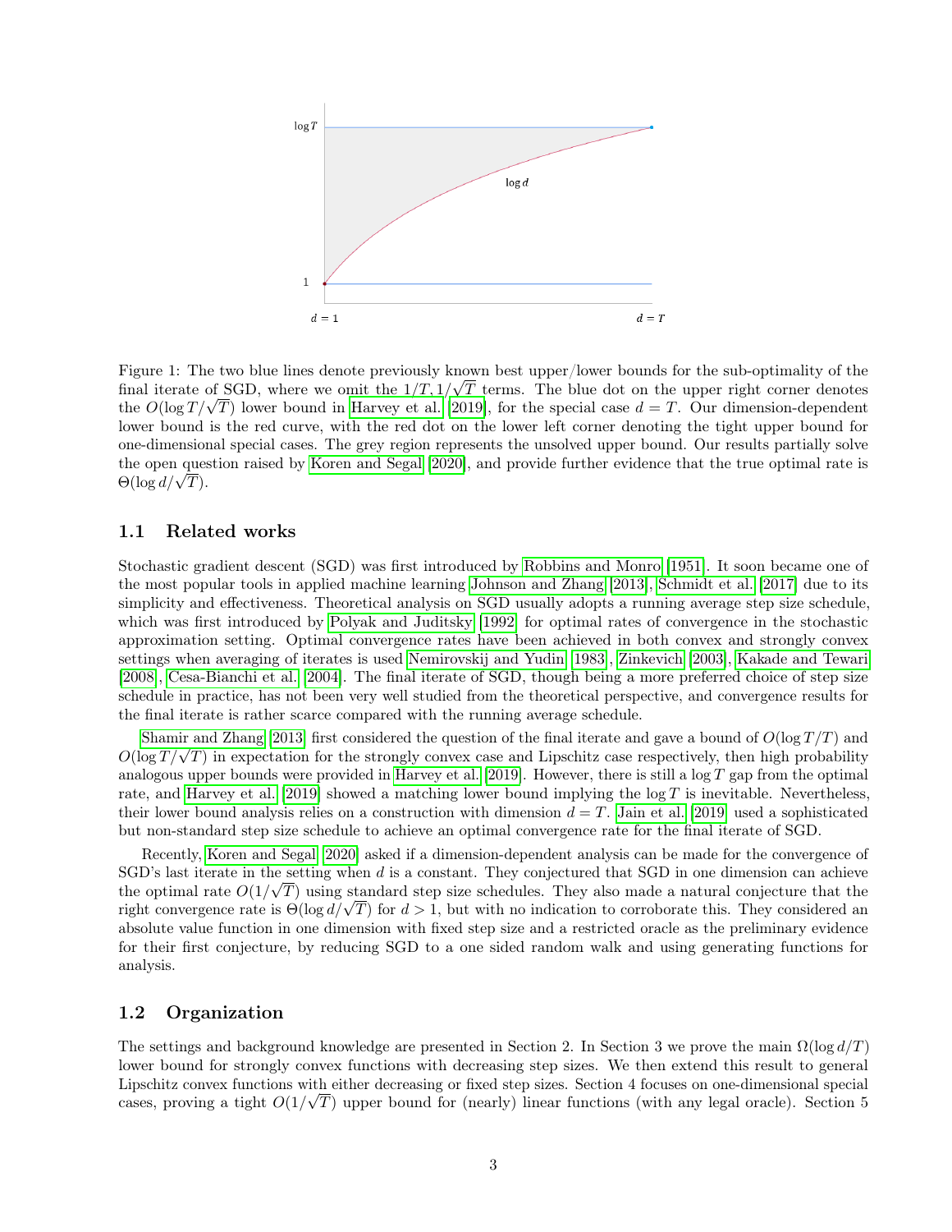Figure 1: The two blue lines denote previously known best upper/lower bounds for the sub-optimality of the final iterate of SGD, where we omit the $1/T, 1/\sqrt{T}$ terms. The blue dot on the upper right corner denotes the $O(\log T/\sqrt{T})$ lower bound in Harvey et al. [2019], for the special case $d = T$. Our dimension-dependent lower bound is the red curve, with the red dot on the lower left corner denoting the tight upper bound for one-dimensional special cases. The grey region represents the unsolved upper bound. Our results partially solve the open question raised by Koren and Segal [2020], and provide further evidence that the true optimal rate is $\Theta(\log d/\sqrt{T})$.

## 1.1 Related works

Stochastic gradient descent (SGD) was first introduced by Robbins and Monro [1951]. It soon became one of the most popular tools in applied machine learning Johnson and Zhang [2013], Schmidt et al. [2017] due to its simplicity and effectiveness. Theoretical analysis on SGD usually adopts a running average step size schedule, which was first introduced by Polyak and Juditsky [1992] for optimal rates of convergence in the stochastic approximation setting. Optimal convergence rates have been achieved in both convex and strongly convex settings when averaging of iterates is used Nemirovskij and Yudin [1983], Zinkevich [2003], Kakade and Tewari [2008], Cesa-Bianchi et al. [2004]. The final iterate of SGD, though being a more preferred choice of step size schedule in practice, has not been very well studied from the theoretical perspective, and convergence results for the final iterate is rather scarce compared with the running average schedule.

Shamir and Zhang [2013] first considered the question of the final iterate and gave a bound of $O(\log T/T)$ and $O(\log T/\sqrt{T})$ in expectation for the strongly convex case and Lipschitz case respectively, then high probability analogous upper bounds were provided in Harvey et al. [2019]. However, there is still a $\log T$ gap from the optimal rate, and Harvey et al. [2019] showed a matching lower bound implying the $\log T$ is inevitable. Nevertheless, their lower bound analysis relies on a construction with dimension $d = T$. Jain et al. [2019] used a sophisticated but non-standard step size schedule to achieve an optimal convergence rate for the final iterate of SGD.

Recently, Koren and Segal [2020] asked if a dimension-dependent analysis can be made for the convergence of SGD's last iterate in the setting when $d$ is a constant. They conjectured that SGD in one dimension can achieve the optimal rate $O(1/\sqrt{T})$ using standard step size schedules. They also made a natural conjecture that the right convergence rate is $\Theta(\log d/\sqrt{T})$ for $d > 1$, but with no indication to corroborate this. They considered an absolute value function in one dimension with fixed step size and a restricted oracle as the preliminary evidence for their first conjecture, by reducing SGD to a one sided random walk and using generating functions for analysis.

## 1.2 Organization

The settings and background knowledge are presented in Section 2. In Section 3 we prove the main $\Omega(\log d/T)$ lower bound for strongly convex functions with decreasing step sizes. We then extend this result to general Lipschitz convex functions with either decreasing or fixed step sizes. Section 4 focuses on one-dimensional special cases, proving a tight $O(1/\sqrt{T})$ upper bound for (nearly) linear functions (with any legal oracle). Section 5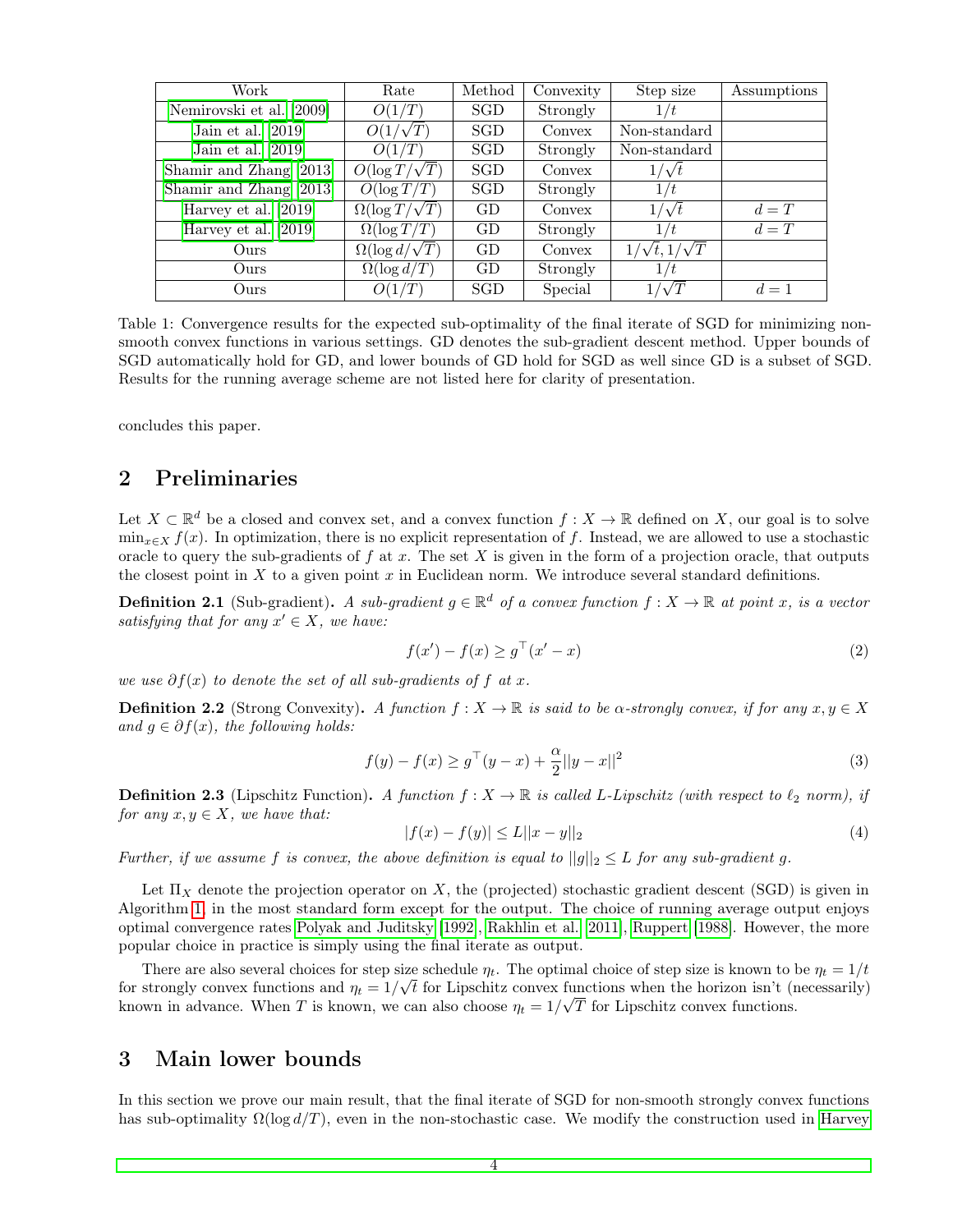| Work | Rate | Method | Convexity | Step size | Assumptions |
|---|---|---|---|---|---|
| Nemirovski et al. [2009] | $O(1/T)$ | SGD | Strongly | $1/t$ | |
| Jain et al. [2019] | $O(1/\sqrt{T})$ | SGD | Convex | Non-standard | |
| Jain et al. [2019] | $O(1/T)$ | SGD | Strongly | Non-standard | |
| Shamir and Zhang [2013] | $O(\log T/\sqrt{T})$ | SGD | Convex | $1/\sqrt{t}$ | |
| Shamir and Zhang [2013] | $O(\log T/T)$ | SGD | Strongly | $1/t$ | |
| Harvey et al. [2019] | $\Omega(\log T/\sqrt{T})$ | GD | Convex | $1/\sqrt{t}$ | $d = T$ |
| Harvey et al. [2019] | $\Omega(\log T/T)$ | GD | Strongly | $1/t$ | $d = T$ |
| Ours | $\Omega(\log d/\sqrt{T})$ | GD | Convex | $1/\sqrt{t}, 1/\sqrt{T}$ | |
| Ours | $\Omega(\log d/T)$ | GD | Strongly | $1/t$ | |
| Ours | $O(1/T)$ | SGD | Special | $1/\sqrt{T}$ | $d = 1$ |

Table 1: Convergence results for the expected sub-optimality of the final iterate of SGD for minimizing non-smooth convex functions in various settings. GD denotes the sub-gradient descent method. Upper bounds of SGD automatically hold for GD, and lower bounds of GD hold for SGD as well since GD is a subset of SGD. Results for the running average scheme are not listed here for clarity of presentation.

concludes this paper.

## 2 Preliminaries

Let $X \subset \mathbb{R}^d$ be a closed and convex set, and a convex function $f : X \to \mathbb{R}$ defined on $X$, our goal is to solve $\min_{x \in X} f(x)$. In optimization, there is no explicit representation of $f$. Instead, we are allowed to use a stochastic oracle to query the sub-gradients of $f$ at $x$. The set $X$ is given in the form of a projection oracle, that outputs the closest point in $X$ to a given point $x$ in Euclidean norm. We introduce several standard definitions.

**Definition 2.1** (Sub-gradient). *A sub-gradient $g \in \mathbb{R}^d$ of a convex function $f : X \to \mathbb{R}$ at point $x$, is a vector satisfying that for any $x' \in X$, we have:*

$$f(x') - f(x) \geq g^\top (x' - x) \tag{2}$$

*we use $\partial f(x)$ to denote the set of all sub-gradients of $f$ at $x$.*

**Definition 2.2** (Strong Convexity). *A function $f : X \to \mathbb{R}$ is said to be $\alpha$-strongly convex, if for any $x, y \in X$ and $g \in \partial f(x)$, the following holds:*

$$f(y) - f(x) \geq g^\top (y - x) + \frac{\alpha}{2} ||y - x||^2 \tag{3}$$

**Definition 2.3** (Lipschitz Function). *A function $f : X \to \mathbb{R}$ is called $L$-Lipschitz (with respect to $\ell_2$ norm), if for any $x, y \in X$, we have that:*

$$|f(x) - f(y)| \leq L||x - y||_2 \tag{4}$$

*Further, if we assume $f$ is convex, the above definition is equal to $||g||_2 \leq L$ for any sub-gradient $g$.*

Let $\Pi_X$ denote the projection operator on $X$, the (projected) stochastic gradient descent (SGD) is given in Algorithm 1 in the most standard form except for the output. The choice of running average output enjoys optimal convergence rates Polyak and Juditsky [1992], Rakhlin et al. [2011], Ruppert [1988]. However, the more popular choice in practice is simply using the final iterate as output.

There are also several choices for step size schedule $\eta_t$. The optimal choice of step size is known to be $\eta_t = 1/t$ for strongly convex functions and $\eta_t = 1/\sqrt{t}$ for Lipschitz convex functions when the horizon isn't (necessarily) known in advance. When $T$ is known, we can also choose $\eta_t = 1/\sqrt{T}$ for Lipschitz convex functions.

## 3 Main lower bounds

In this section we prove our main result, that the final iterate of SGD for non-smooth strongly convex functions has sub-optimality $\Omega(\log d/T)$, even in the non-stochastic case. We modify the construction used in Harvey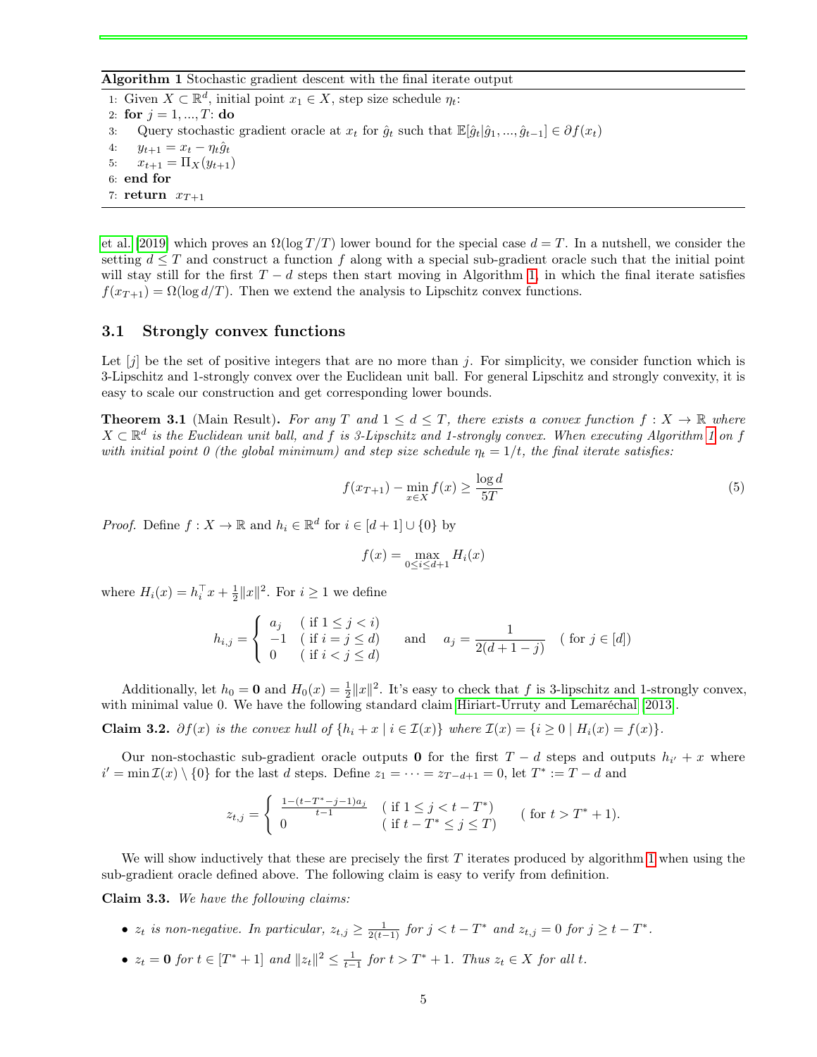**Algorithm 1** Stochastic gradient descent with the final iterate output

```
1: Given X ⊂ R^d, initial point x_1 ∈ X, step size schedule η_t:
2: for j = 1, ..., T: do
3:    Query stochastic gradient oracle at x_t for ĝ_t such that E[ĝ_t | ĝ_1, ..., ĝ_{t-1}] ∈ ∂f(x_t)
4:    y_{t+1} = x_t − η_t ĝ_t
5:    x_{t+1} = Π_X(y_{t+1})
6: end for
7: return x_{T+1}
```

et al. [2019] which proves an $\Omega(\log T/T)$ lower bound for the special case $d = T$. In a nutshell, we consider the setting $d \leq T$ and construct a function $f$ along with a special sub-gradient oracle such that the initial point will stay still for the first $T - d$ steps then start moving in Algorithm 1, in which the final iterate satisfies $f(x_{T+1}) = \Omega(\log d/T)$. Then we extend the analysis to Lipschitz convex functions.

## 3.1 Strongly convex functions

Let $[j]$ be the set of positive integers that are no more than $j$. For simplicity, we consider function which is 3-Lipschitz and 1-strongly convex over the Euclidean unit ball. For general Lipschitz and strongly convexity, it is easy to scale our construction and get corresponding lower bounds.

**Theorem 3.1** (Main Result)**.** *For any $T$ and $1 \leq d \leq T$, there exists a convex function $f : X \to \mathbb{R}$ where $X \subset \mathbb{R}^d$ is the Euclidean unit ball, and $f$ is 3-Lipschitz and 1-strongly convex. When executing Algorithm 1 on $f$ with initial point 0 (the global minimum) and step size schedule $\eta_t = 1/t$, the final iterate satisfies:*

$$f(x_{T+1}) - \min_{x \in X} f(x) \geq \frac{\log d}{5T} \tag{5}$$

*Proof.* Define $f : X \to \mathbb{R}$ and $h_i \in \mathbb{R}^d$ for $i \in [d+1] \cup \{0\}$ by

$$f(x) = \max_{0 \leq i \leq d+1} H_i(x)$$

where $H_i(x) = h_i^\top x + \frac{1}{2}\|x\|^2$. For $i \geq 1$ we define

$$h_{i,j} = \begin{cases} a_j & (\text{ if } 1 \leq j < i) \\ -1 & (\text{ if } i = j \leq d) \\ 0 & (\text{ if } i < j \leq d) \end{cases} \quad \text{and} \quad a_j = \frac{1}{2(d+1-j)} \quad (\text{ for } j \in [d])$$

Additionally, let $h_0 = \mathbf{0}$ and $H_0(x) = \frac{1}{2}\|x\|^2$. It's easy to check that $f$ is 3-lipschitz and 1-strongly convex, with minimal value 0. We have the following standard claim Hiriart-Urruty and Lemaréchal [2013].

**Claim 3.2.** *$\partial f(x)$ is the convex hull of $\{h_i + x \mid i \in \mathcal{I}(x)\}$ where $\mathcal{I}(x) = \{i \geq 0 \mid H_i(x) = f(x)\}$.*

Our non-stochastic sub-gradient oracle outputs $\mathbf{0}$ for the first $T - d$ steps and outputs $h_{i'} + x$ where $i' = \min \mathcal{I}(x) \setminus \{0\}$ for the last $d$ steps. Define $z_1 = \cdots = z_{T-d+1} = 0$, let $T^* := T - d$ and

$$z_{t,j} = \begin{cases} \frac{1-(t-T^*-j-1)a_j}{t-1} & (\text{ if } 1 \leq j < t - T^*) \\ 0 & (\text{ if } t - T^* \leq j \leq T) \end{cases} \quad (\text{ for } t > T^* + 1).$$

We will show inductively that these are precisely the first $T$ iterates produced by algorithm 1 when using the sub-gradient oracle defined above. The following claim is easy to verify from definition.

**Claim 3.3.** *We have the following claims:*

- *$z_t$ is non-negative. In particular, $z_{t,j} \geq \frac{1}{2(t-1)}$ for $j < t - T^*$ and $z_{t,j} = 0$ for $j \geq t - T^*$.*
- *$z_t = \mathbf{0}$ for $t \in [T^* + 1]$ and $\|z_t\|^2 \leq \frac{1}{t-1}$ for $t > T^* + 1$. Thus $z_t \in X$ for all $t$.*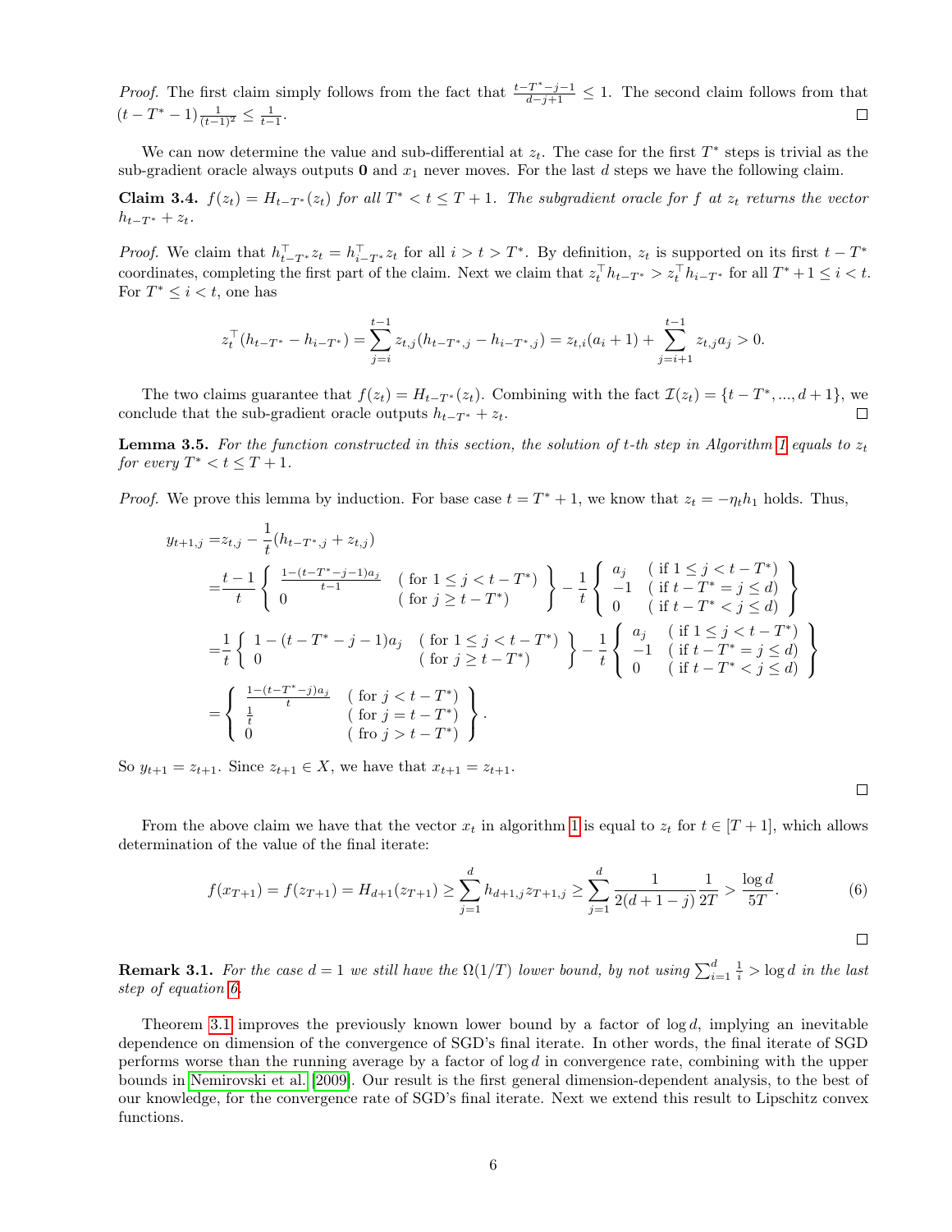*Proof.* The first claim simply follows from the fact that $\frac{t-T^*-j-1}{d-j+1} \leq 1$. The second claim follows from that $(t-T^*-1)\frac{1}{(t-1)^2} \leq \frac{1}{t-1}$. $\square$

We can now determine the value and sub-differential at $z_t$. The case for the first $T^*$ steps is trivial as the sub-gradient oracle always outputs $\mathbf{0}$ and $x_1$ never moves. For the last $d$ steps we have the following claim.

**Claim 3.4.** *$f(z_t) = H_{t-T^*}(z_t)$ for all $T^* < t \leq T+1$. The subgradient oracle for $f$ at $z_t$ returns the vector $h_{t-T^*} + z_t$.*

*Proof.* We claim that $h_{t-T^*}^\top z_t = h_{i-T^*}^\top z_t$ for all $i > t > T^*$. By definition, $z_t$ is supported on its first $t - T^*$ coordinates, completing the first part of the claim. Next we claim that $z_t^\top h_{t-T^*} > z_t^\top h_{i-T^*}$ for all $T^*+1 \leq i < t$. For $T^* \leq i < t$, one has

$$z_t^\top(h_{t-T^*} - h_{i-T^*}) = \sum_{j=i}^{t-1} z_{t,j}(h_{t-T^*,j} - h_{i-T^*,j}) = z_{t,i}(a_i+1) + \sum_{j=i+1}^{t-1} z_{t,j}a_j > 0.$$

The two claims guarantee that $f(z_t) = H_{t-T^*}(z_t)$. Combining with the fact $\mathcal{I}(z_t) = \{t-T^*, ..., d+1\}$, we conclude that the sub-gradient oracle outputs $h_{t-T^*} + z_t$. $\square$

**Lemma 3.5.** *For the function constructed in this section, the solution of $t$-th step in Algorithm 1 equals to $z_t$ for every $T^* < t \leq T+1$.*

*Proof.* We prove this lemma by induction. For base case $t = T^*+1$, we know that $z_t = -\eta_t h_1$ holds. Thus,

$$\begin{aligned}
y_{t+1,j} =& z_{t,j} - \frac{1}{t}(h_{t-T^*,j} + z_{t,j}) \\
=& \frac{t-1}{t}\left\{ \begin{array}{ll} \frac{1-(t-T^*-j-1)a_j}{t-1} & (\text{ for } 1 \leq j < t-T^*) \\ 0 & (\text{ for } j \geq t-T^*) \end{array} \right\} - \frac{1}{t}\left\{ \begin{array}{ll} a_j & (\text{ if } 1 \leq j < t-T^*) \\ -1 & (\text{ if } t-T^* = j \leq d) \\ 0 & (\text{ if } t-T^* < j \leq d) \end{array} \right\} \\
=& \frac{1}{t}\left\{ \begin{array}{ll} 1-(t-T^*-j-1)a_j & (\text{ for } 1 \leq j < t-T^*) \\ 0 & (\text{ for } j \geq t-T^*) \end{array} \right\} - \frac{1}{t}\left\{ \begin{array}{ll} a_j & (\text{ if } 1 \leq j < t-T^*) \\ -1 & (\text{ if } t-T^* = j \leq d) \\ 0 & (\text{ if } t-T^* < j \leq d) \end{array} \right\} \\
=& \left\{ \begin{array}{ll} \frac{1-(t-T^*-j)a_j}{t} & (\text{ for } j < t-T^*) \\ \frac{1}{t} & (\text{ for } j = t-T^*) \\ 0 & (\text{ fro } j > t-T^*) \end{array} \right\}.
\end{aligned}$$

So $y_{t+1} = z_{t+1}$. Since $z_{t+1} \in X$, we have that $x_{t+1} = z_{t+1}$. $\square$

From the above claim we have that the vector $x_t$ in algorithm 1 is equal to $z_t$ for $t \in [T+1]$, which allows determination of the value of the final iterate:

$$f(x_{T+1}) = f(z_{T+1}) = H_{d+1}(z_{T+1}) \geq \sum_{j=1}^{d} h_{d+1,j}z_{T+1,j} \geq \sum_{j=1}^{d} \frac{1}{2(d+1-j)}\frac{1}{2T} > \frac{\log d}{5T}. \tag{6}$$

$\square$

**Remark 3.1.** *For the case $d = 1$ we still have the $\Omega(1/T)$ lower bound, by not using $\sum_{i=1}^{d}\frac{1}{i} > \log d$ in the last step of equation 6.*

Theorem 3.1 improves the previously known lower bound by a factor of $\log d$, implying an inevitable dependence on dimension of the convergence of SGD's final iterate. In other words, the final iterate of SGD performs worse than the running average by a factor of $\log d$ in convergence rate, combining with the upper bounds in Nemirovski et al. [2009]. Our result is the first general dimension-dependent analysis, to the best of our knowledge, for the convergence rate of SGD's final iterate. Next we extend this result to Lipschitz convex functions.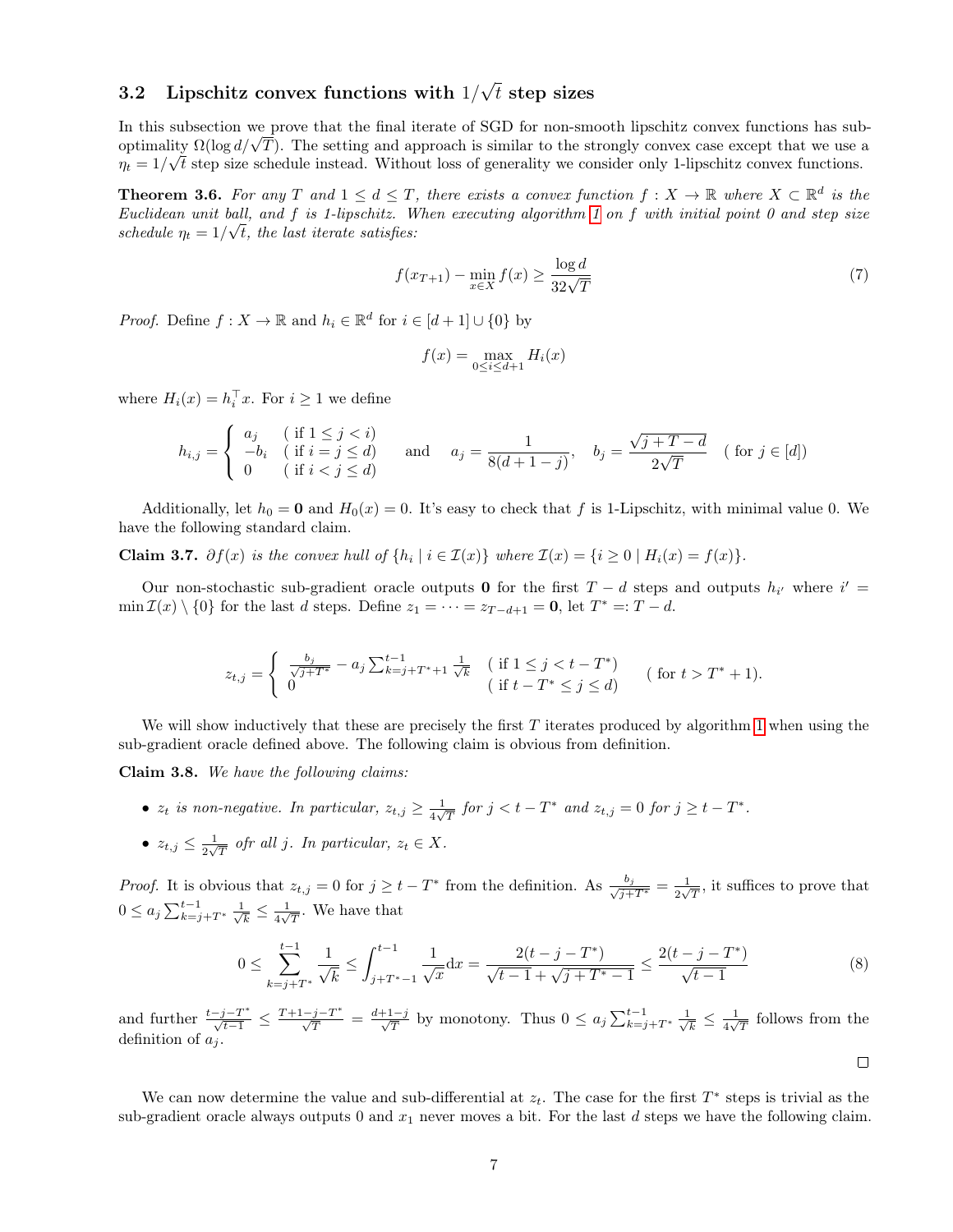### 3.2 Lipschitz convex functions with $1/\sqrt{t}$ step sizes

In this subsection we prove that the final iterate of SGD for non-smooth lipschitz convex functions has sub-optimality $\Omega(\log d/\sqrt{T})$. The setting and approach is similar to the strongly convex case except that we use a $\eta_t = 1/\sqrt{t}$ step size schedule instead. Without loss of generality we consider only 1-lipschitz convex functions.

**Theorem 3.6.** *For any $T$ and $1 \leq d \leq T$, there exists a convex function $f : X \to \mathbb{R}$ where $X \subset \mathbb{R}^d$ is the Euclidean unit ball, and $f$ is 1-lipschitz. When executing algorithm 1 on $f$ with initial point 0 and step size schedule $\eta_t = 1/\sqrt{t}$, the last iterate satisfies:*

$$f(x_{T+1}) - \min_{x \in X} f(x) \geq \frac{\log d}{32\sqrt{T}} \tag{7}$$

*Proof.* Define $f : X \to \mathbb{R}$ and $h_i \in \mathbb{R}^d$ for $i \in [d+1] \cup \{0\}$ by

$$f(x) = \max_{0 \leq i \leq d+1} H_i(x)$$

where $H_i(x) = h_i^\top x$. For $i \geq 1$ we define

$$h_{i,j} = \begin{cases} a_j & (\text{ if } 1 \leq j < i) \\ -b_i & (\text{ if } i = j \leq d) \\ 0 & (\text{ if } i < j \leq d) \end{cases} \quad \text{and} \quad a_j = \frac{1}{8(d+1-j)}, \quad b_j = \frac{\sqrt{j+T-d}}{2\sqrt{T}} \quad (\text{ for } j \in [d])$$

Additionally, let $h_0 = \mathbf{0}$ and $H_0(x) = 0$. It's easy to check that $f$ is 1-Lipschitz, with minimal value 0. We have the following standard claim.

**Claim 3.7.** *$\partial f(x)$ is the convex hull of $\{h_i \mid i \in \mathcal{I}(x)\}$ where $\mathcal{I}(x) = \{i \geq 0 \mid H_i(x) = f(x)\}$.*

Our non-stochastic sub-gradient oracle outputs $\mathbf{0}$ for the first $T-d$ steps and outputs $h_{i'}$ where $i' = \min \mathcal{I}(x) \setminus \{0\}$ for the last $d$ steps. Define $z_1 = \cdots = z_{T-d+1} = \mathbf{0}$, let $T^* =: T - d$.

$$z_{t,j} = \begin{cases} \frac{b_j}{\sqrt{j+T^*}} - a_j \sum_{k=j+T^*+1}^{t-1} \frac{1}{\sqrt{k}} & (\text{ if } 1 \leq j < t - T^*) \\ 0 & (\text{ if } t - T^* \leq j \leq d) \end{cases} \quad (\text{ for } t > T^* + 1).$$

We will show inductively that these are precisely the first $T$ iterates produced by algorithm 1 when using the sub-gradient oracle defined above. The following claim is obvious from definition.

**Claim 3.8.** *We have the following claims:*

- *$z_t$ is non-negative. In particular, $z_{t,j} \geq \frac{1}{4\sqrt{T}}$ for $j < t - T^*$ and $z_{t,j} = 0$ for $j \geq t - T^*$.*
- *$z_{t,j} \leq \frac{1}{2\sqrt{T}}$ ofr all $j$. In particular, $z_t \in X$.*

*Proof.* It is obvious that $z_{t,j} = 0$ for $j \geq t - T^*$ from the definition. As $\frac{b_j}{\sqrt{j+T^*}} = \frac{1}{2\sqrt{T}}$, it suffices to prove that $0 \leq a_j \sum_{k=j+T^*}^{t-1} \frac{1}{\sqrt{k}} \leq \frac{1}{4\sqrt{T}}$. We have that

$$0 \leq \sum_{k=j+T^*}^{t-1} \frac{1}{\sqrt{k}} \leq \int_{j+T^*-1}^{t-1} \frac{1}{\sqrt{x}} \mathrm{d}x = \frac{2(t-j-T^*)}{\sqrt{t-1} + \sqrt{j+T^*-1}} \leq \frac{2(t-j-T^*)}{\sqrt{t-1}} \tag{8}$$

and further $\frac{t-j-T^*}{\sqrt{t-1}} \leq \frac{T+1-j-T^*}{\sqrt{T}} = \frac{d+1-j}{\sqrt{T}}$ by monotony. Thus $0 \leq a_j \sum_{k=j+T^*}^{t-1} \frac{1}{\sqrt{k}} \leq \frac{1}{4\sqrt{T}}$ follows from the definition of $a_j$. $\square$

We can now determine the value and sub-differential at $z_t$. The case for the first $T^*$ steps is trivial as the sub-gradient oracle always outputs 0 and $x_1$ never moves a bit. For the last $d$ steps we have the following claim.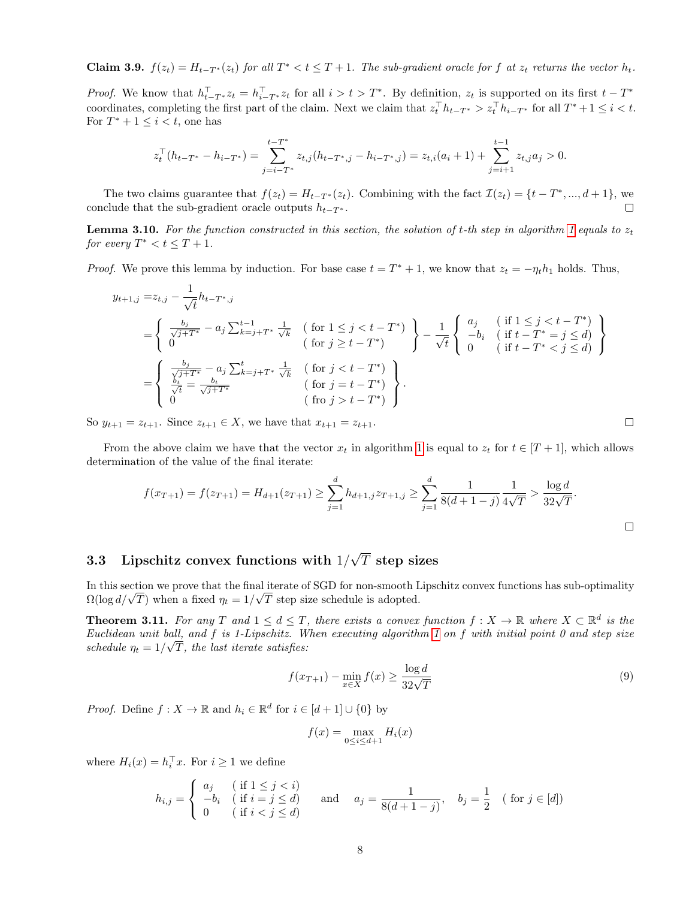**Claim 3.9.** *$f(z_t) = H_{t-T^*}(z_t)$ for all $T^* < t \le T+1$. The sub-gradient oracle for $f$ at $z_t$ returns the vector $h_t$.*

*Proof.* We know that $h_{t-T^*}^\top z_t = h_{i-T^*}^\top z_t$ for all $i > t > T^*$. By definition, $z_t$ is supported on its first $t - T^*$ coordinates, completing the first part of the claim. Next we claim that $z_t^\top h_{t-T^*} > z_t^\top h_{i-T^*}$ for all $T^*+1 \le i < t$. For $T^*+1 \le i < t$, one has

$$
z_t^\top (h_{t-T^*} - h_{i-T^*}) = \sum_{j=i-T^*}^{t-T^*} z_{t,j}(h_{t-T^*,j} - h_{i-T^*,j}) = z_{t,i}(a_i+1) + \sum_{j=i+1}^{t-1} z_{t,j} a_j > 0.
$$

The two claims guarantee that $f(z_t) = H_{t-T^*}(z_t)$. Combining with the fact $\mathcal{I}(z_t) = \{t - T^*, ..., d+1\}$, we conclude that the sub-gradient oracle outputs $h_{t-T^*}$. $\square$

**Lemma 3.10.** *For the function constructed in this section, the solution of $t$-th step in algorithm 1 equals to $z_t$ for every $T^* < t \le T+1$.*

*Proof.* We prove this lemma by induction. For base case $t = T^*+1$, we know that $z_t = -\eta_t h_1$ holds. Thus,

$$
\begin{aligned}
y_{t+1,j} &= z_{t,j} - \frac{1}{\sqrt{t}} h_{t-T^*,j} \\
&= \left\{ \begin{array}{ll} \frac{b_j}{\sqrt{j+T^*}} - a_j \sum_{k=j+T^*}^{t-1} \frac{1}{\sqrt{k}} & (\text{ for } 1 \le j < t-T^*) \\ 0 & (\text{ for } j \ge t - T^*) \end{array} \right\} - \frac{1}{\sqrt{t}} \left\{ \begin{array}{ll} a_j & (\text{ if } 1 \le j < t-T^*) \\ -b_i & (\text{ if } t-T^* = j \le d) \\ 0 & (\text{ if } t-T^* < j \le d) \end{array} \right\} \\
&= \left\{ \begin{array}{ll} \frac{b_j}{\sqrt{j+T^*}} - a_j \sum_{k=j+T^*}^{t} \frac{1}{\sqrt{k}} & (\text{ for } j < t-T^*) \\ \frac{b_t}{\sqrt{t}} = \frac{b_t}{\sqrt{j+T^*}} & (\text{ for } j = t-T^*) \\ 0 & (\text{ fro } j > t-T^*) \end{array} \right\}.
\end{aligned}
$$

So $y_{t+1} = z_{t+1}$. Since $z_{t+1} \in X$, we have that $x_{t+1} = z_{t+1}$. $\square$

From the above claim we have that the vector $x_t$ in algorithm 1 is equal to $z_t$ for $t \in [T+1]$, which allows determination of the value of the final iterate:

$$
f(x_{T+1}) = f(z_{T+1}) = H_{d+1}(z_{T+1}) \ge \sum_{j=1}^{d} h_{d+1,j} z_{T+1,j} \ge \sum_{j=1}^{d} \frac{1}{8(d+1-j)} \frac{1}{4\sqrt{T}} > \frac{\log d}{32\sqrt{T}}.
$$

$\square$

### 3.3 Lipschitz convex functions with $1/\sqrt{T}$ step sizes

In this section we prove that the final iterate of SGD for non-smooth Lipschitz convex functions has sub-optimality $\Omega(\log d/\sqrt{T})$ when a fixed $\eta_t = 1/\sqrt{T}$ step size schedule is adopted.

**Theorem 3.11.** *For any $T$ and $1 \le d \le T$, there exists a convex function $f : X \to \mathbb{R}$ where $X \subset \mathbb{R}^d$ is the Euclidean unit ball, and $f$ is 1-Lipschitz. When executing algorithm 1 on $f$ with initial point 0 and step size schedule $\eta_t = 1/\sqrt{T}$, the last iterate satisfies:*

$$
f(x_{T+1}) - \min_{x \in X} f(x) \ge \frac{\log d}{32\sqrt{T}} \tag{9}
$$

*Proof.* Define $f : X \to \mathbb{R}$ and $h_i \in \mathbb{R}^d$ for $i \in [d+1] \cup \{0\}$ by

$$
f(x) = \max_{0 \le i \le d+1} H_i(x)
$$

where $H_i(x) = h_i^\top x$. For $i \ge 1$ we define

$$
h_{i,j} = \left\{ \begin{array}{ll} a_j & (\text{ if } 1 \le j < i) \\ -b_i & (\text{ if } i = j \le d) \\ 0 & (\text{ if } i < j \le d) \end{array} \right. \quad \text{and} \quad a_j = \frac{1}{8(d+1-j)}, \quad b_j = \frac{1}{2} \quad (\text{ for } j \in [d])
$$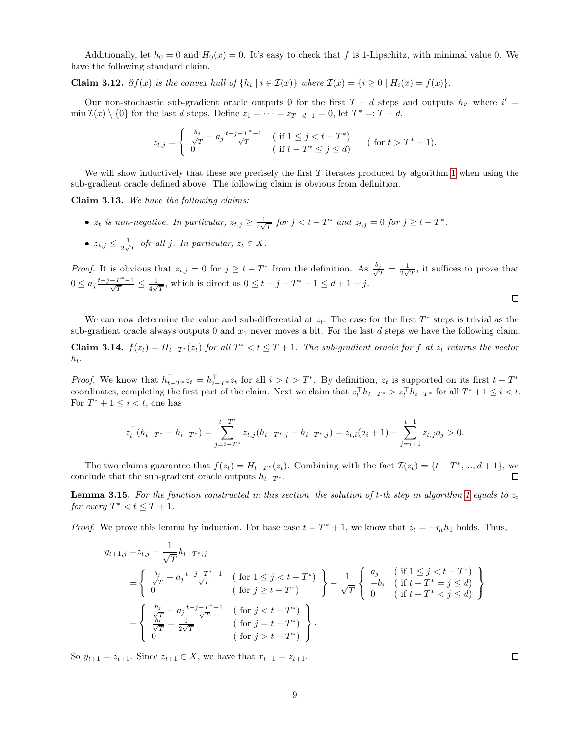Additionally, let $h_0 = 0$ and $H_0(x) = 0$. It's easy to check that $f$ is 1-Lipschitz, with minimal value 0. We have the following standard claim.

**Claim 3.12.** *$\partial f(x)$ is the convex hull of $\{h_i \mid i \in \mathcal{I}(x)\}$ where $\mathcal{I}(x) = \{i \geq 0 \mid H_i(x) = f(x)\}$.*

Our non-stochastic sub-gradient oracle outputs 0 for the first $T - d$ steps and outputs $h_{i'}$ where $i' = \min \mathcal{I}(x) \setminus \{0\}$ for the last $d$ steps. Define $z_1 = \cdots = z_{T-d+1} = 0$, let $T^* =: T - d$.

$$z_{t,j} = \begin{cases} \frac{b_j}{\sqrt{T}} - a_j \frac{t-j-T^*-1}{\sqrt{T}} & (\text{ if } 1 \leq j < t - T^*) \\ 0 & (\text{ if } t - T^* \leq j \leq d) \end{cases} \quad (\text{ for } t > T^* + 1).$$

We will show inductively that these are precisely the first $T$ iterates produced by algorithm 1 when using the sub-gradient oracle defined above. The following claim is obvious from definition.

**Claim 3.13.** *We have the following claims:*

- *$z_t$ is non-negative. In particular, $z_{t,j} \geq \frac{1}{4\sqrt{T}}$ for $j < t - T^*$ and $z_{t,j} = 0$ for $j \geq t - T^*$.*
- *$z_{t,j} \leq \frac{1}{2\sqrt{T}}$ ofr all $j$. In particular, $z_t \in X$.*

*Proof.* It is obvious that $z_{t,j} = 0$ for $j \geq t - T^*$ from the definition. As $\frac{b_j}{\sqrt{T}} = \frac{1}{2\sqrt{T}}$, it suffices to prove that $0 \leq a_j \frac{t-j-T^*-1}{\sqrt{T}} \leq \frac{1}{4\sqrt{T}}$, which is direct as $0 \leq t - j - T^* - 1 \leq d + 1 - j$. $\square$

We can now determine the value and sub-differential at $z_t$. The case for the first $T^*$ steps is trivial as the sub-gradient oracle always outputs 0 and $x_1$ never moves a bit. For the last $d$ steps we have the following claim.

**Claim 3.14.** *$f(z_t) = H_{t-T^*}(z_t)$ for all $T^* < t \leq T + 1$. The sub-gradient oracle for $f$ at $z_t$ returns the vector $h_t$.*

*Proof.* We know that $h_{t-T^*}^\top z_t = h_{i-T^*}^\top z_t$ for all $i > t > T^*$. By definition, $z_t$ is supported on its first $t - T^*$ coordinates, completing the first part of the claim. Next we claim that $z_t^\top h_{t-T^*} > z_t^\top h_{i-T^*}$ for all $T^* + 1 \leq i < t$. For $T^* + 1 \leq i < t$, one has

$$z_t^\top (h_{t-T^*} - h_{i-T^*}) = \sum_{j=i-T^*}^{t-T^*} z_{t,j}(h_{t-T^*,j} - h_{i-T^*,j}) = z_{t,i}(a_i + 1) + \sum_{j=i+1}^{t-1} z_{t,j} a_j > 0.$$

The two claims guarantee that $f(z_t) = H_{t-T^*}(z_t)$. Combining with the fact $\mathcal{I}(z_t) = \{t - T^*, ..., d + 1\}$, we conclude that the sub-gradient oracle outputs $h_{t-T^*}$. $\square$

**Lemma 3.15.** *For the function constructed in this section, the solution of $t$-th step in algorithm 1 equals to $z_t$ for every $T^* < t \leq T + 1$.*

*Proof.* We prove this lemma by induction. For base case $t = T^* + 1$, we know that $z_t = -\eta_t h_1$ holds. Thus,

$$\begin{aligned}
y_{t+1,j} &= z_{t,j} - \frac{1}{\sqrt{T}} h_{t-T^*,j} \\
&= \left\{ \begin{array}{ll} \frac{b_j}{\sqrt{T}} - a_j \frac{t-j-T^*-1}{\sqrt{T}} & (\text{ for } 1 \leq j < t - T^*) \\ 0 & (\text{ for } j \geq t - T^*) \end{array} \right\} - \frac{1}{\sqrt{T}} \left\{ \begin{array}{ll} a_j & (\text{ if } 1 \leq j < t - T^*) \\ -b_i & (\text{ if } t - T^* = j \leq d) \\ 0 & (\text{ if } t - T^* < j \leq d) \end{array} \right\} \\
&= \left\{ \begin{array}{ll} \frac{b_j}{\sqrt{T}} - a_j \frac{t-j-T^*-1}{\sqrt{T}} & (\text{ for } j < t - T^*) \\ \frac{b_t}{\sqrt{T}} = \frac{1}{2\sqrt{T}} & (\text{ for } j = t - T^*) \\ 0 & (\text{ for } j > t - T^*) \end{array} \right\}.
\end{aligned}$$

So $y_{t+1} = z_{t+1}$. Since $z_{t+1} \in X$, we have that $x_{t+1} = z_{t+1}$. $\square$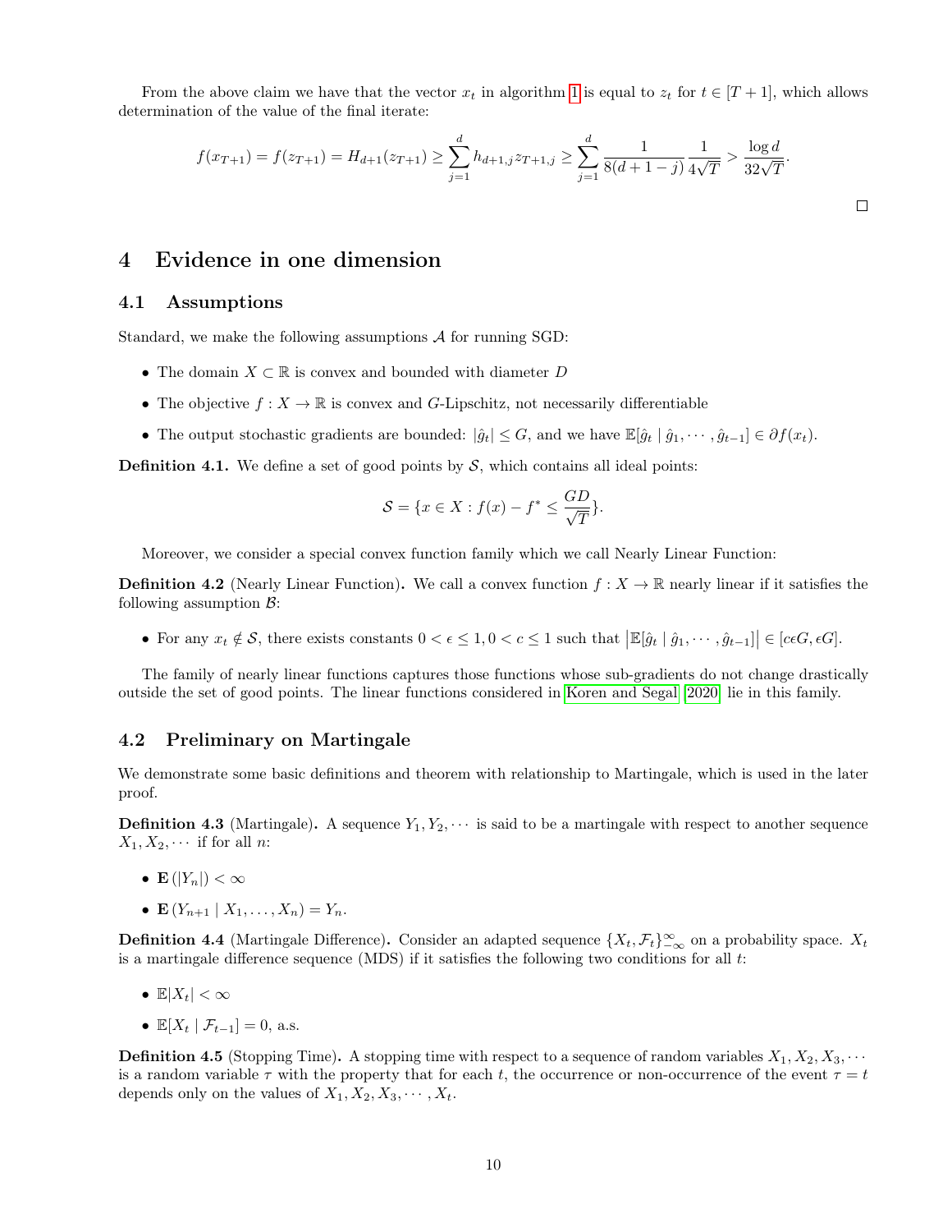From the above claim we have that the vector $x_t$ in algorithm 1 is equal to $z_t$ for $t \in [T+1]$, which allows determination of the value of the final iterate:

$$f(x_{T+1}) = f(z_{T+1}) = H_{d+1}(z_{T+1}) \geq \sum_{j=1}^{d} h_{d+1,j} z_{T+1,j} \geq \sum_{j=1}^{d} \frac{1}{8(d+1-j)} \frac{1}{4\sqrt{T}} > \frac{\log d}{32\sqrt{T}}.$$

□

# 4 Evidence in one dimension

## 4.1 Assumptions

Standard, we make the following assumptions $\mathcal{A}$ for running SGD:

- The domain $X \subset \mathbb{R}$ is convex and bounded with diameter $D$
- The objective $f : X \to \mathbb{R}$ is convex and $G$-Lipschitz, not necessarily differentiable
- The output stochastic gradients are bounded: $|\hat{g}_t| \leq G$, and we have $\mathbb{E}[\hat{g}_t \mid \hat{g}_1, \cdots, \hat{g}_{t-1}] \in \partial f(x_t)$.

**Definition 4.1.** We define a set of good points by $\mathcal{S}$, which contains all ideal points:

$$\mathcal{S} = \{x \in X : f(x) - f^* \leq \frac{GD}{\sqrt{T}}\}.$$

Moreover, we consider a special convex function family which we call Nearly Linear Function:

**Definition 4.2** (Nearly Linear Function)**.** We call a convex function $f : X \to \mathbb{R}$ nearly linear if it satisfies the following assumption $\mathcal{B}$:

- For any $x_t \notin \mathcal{S}$, there exists constants $0 < \epsilon \leq 1, 0 < c \leq 1$ such that $\left|\mathbb{E}[\hat{g}_t \mid \hat{g}_1, \cdots, \hat{g}_{t-1}]\right| \in [c\epsilon G, \epsilon G]$.

The family of nearly linear functions captures those functions whose sub-gradients do not change drastically outside the set of good points. The linear functions considered in Koren and Segal [2020] lie in this family.

## 4.2 Preliminary on Martingale

We demonstrate some basic definitions and theorem with relationship to Martingale, which is used in the later proof.

**Definition 4.3** (Martingale)**.** A sequence $Y_1, Y_2, \cdots$ is said to be a martingale with respect to another sequence $X_1, X_2, \cdots$ if for all $n$:

- $\mathbf{E}(|Y_n|) < \infty$
- $\mathbf{E}(Y_{n+1} \mid X_1, \ldots, X_n) = Y_n$.

**Definition 4.4** (Martingale Difference)**.** Consider an adapted sequence $\{X_t, \mathcal{F}_t\}_{-\infty}^{\infty}$ on a probability space. $X_t$ is a martingale difference sequence (MDS) if it satisfies the following two conditions for all $t$:

- $\mathbb{E}|X_t| < \infty$
- $\mathbb{E}[X_t \mid \mathcal{F}_{t-1}] = 0$, a.s.

**Definition 4.5** (Stopping Time)**.** A stopping time with respect to a sequence of random variables $X_1, X_2, X_3, \cdots$ is a random variable $\tau$ with the property that for each $t$, the occurrence or non-occurrence of the event $\tau = t$ depends only on the values of $X_1, X_2, X_3, \cdots, X_t$.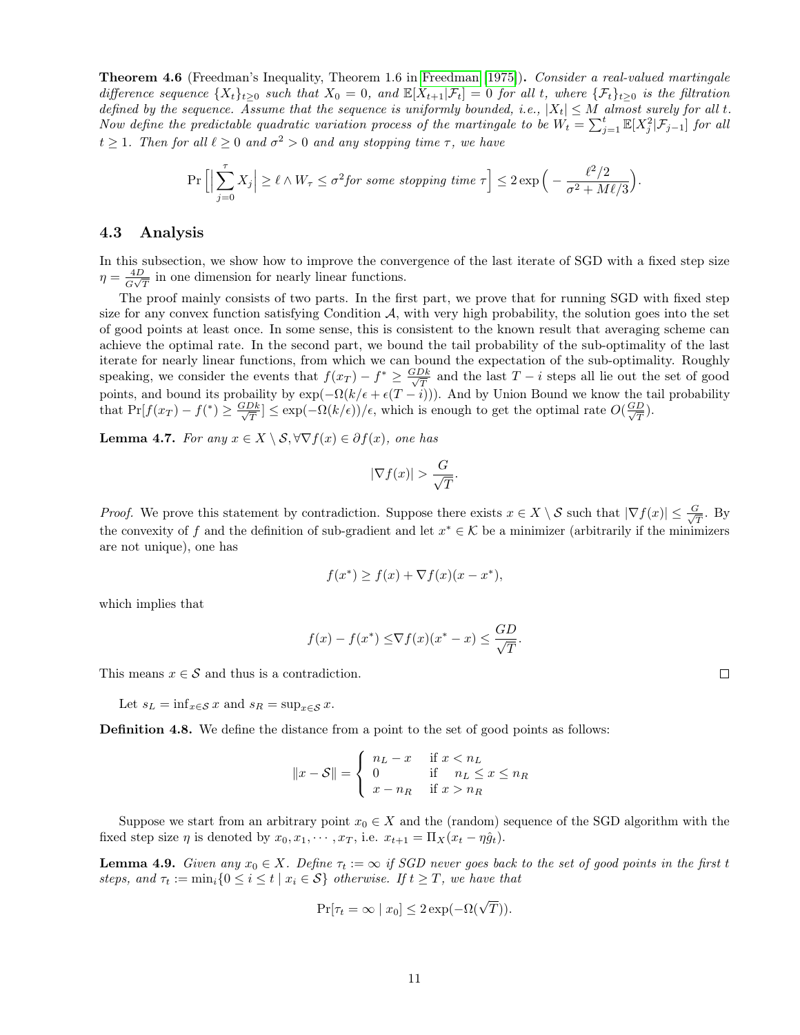**Theorem 4.6** (Freedman's Inequality, Theorem 1.6 in Freedman (1975))**.** *Consider a real-valued martingale difference sequence $\{X_t\}_{t\geq 0}$ such that $X_0 = 0$, and $\mathbb{E}[X_{t+1}|\mathcal{F}_t] = 0$ for all $t$, where $\{\mathcal{F}_t\}_{t\geq 0}$ is the filtration defined by the sequence. Assume that the sequence is uniformly bounded, i.e., $|X_t| \leq M$ almost surely for all $t$. Now define the predictable quadratic variation process of the martingale to be $W_t = \sum_{j=1}^{t} \mathbb{E}[X_j^2|\mathcal{F}_{j-1}]$ for all $t \geq 1$. Then for all $\ell \geq 0$ and $\sigma^2 > 0$ and any stopping time $\tau$, we have*

$$\Pr\Big[\Big|\sum_{j=0}^{\tau} X_j\Big| \geq \ell \wedge W_\tau \leq \sigma^2 \text{for some stopping time } \tau\Big] \leq 2\exp\Big(-\frac{\ell^2/2}{\sigma^2 + M\ell/3}\Big).$$

## 4.3 Analysis

In this subsection, we show how to improve the convergence of the last iterate of SGD with a fixed step size $\eta = \frac{4D}{G\sqrt{T}}$ in one dimension for nearly linear functions.

The proof mainly consists of two parts. In the first part, we prove that for running SGD with fixed step size for any convex function satisfying Condition $\mathcal{A}$, with very high probability, the solution goes into the set of good points at least once. In some sense, this is consistent to the known result that averaging scheme can achieve the optimal rate. In the second part, we bound the tail probability of the sub-optimality of the last iterate for nearly linear functions, from which we can bound the expectation of the sub-optimality. Roughly speaking, we consider the events that $f(x_T) - f^* \geq \frac{GDk}{\sqrt{T}}$ and the last $T - i$ steps all lie out the set of good points, and bound its probaility by $\exp(-\Omega(k/\epsilon + \epsilon(T-i)))$. And by Union Bound we know the tail probability that $\Pr[f(x_T) - f(^*) \geq \frac{GDk}{\sqrt{T}}] \leq \exp(-\Omega(k/\epsilon))/\epsilon$, which is enough to get the optimal rate $O(\frac{GD}{\sqrt{T}})$.

**Lemma 4.7.** *For any $x \in X \setminus \mathcal{S}, \forall \nabla f(x) \in \partial f(x)$, one has*

$$|\nabla f(x)| > \frac{G}{\sqrt{T}}.$$

*Proof.* We prove this statement by contradiction. Suppose there exists $x \in X \setminus \mathcal{S}$ such that $|\nabla f(x)| \leq \frac{G}{\sqrt{T}}$. By the convexity of $f$ and the definition of sub-gradient and let $x^* \in \mathcal{K}$ be a minimizer (arbitrarily if the minimizers are not unique), one has

$$f(x^*) \geq f(x) + \nabla f(x)(x - x^*),$$

which implies that

$$f(x) - f(x^*) \leq \nabla f(x)(x^* - x) \leq \frac{GD}{\sqrt{T}}.$$

This means $x \in \mathcal{S}$ and thus is a contradiction. $\square$

Let $s_L = \inf_{x\in\mathcal{S}} x$ and $s_R = \sup_{x\in\mathcal{S}} x$.

**Definition 4.8.** We define the distance from a point to the set of good points as follows:

$$\|x - \mathcal{S}\| = \begin{cases} n_L - x & \text{if } x < n_L \\ 0 & \text{if } \quad n_L \leq x \leq n_R \\ x - n_R & \text{if } x > n_R \end{cases}$$

Suppose we start from an arbitrary point $x_0 \in X$ and the (random) sequence of the SGD algorithm with the fixed step size $\eta$ is denoted by $x_0, x_1, \cdots, x_T$, i.e. $x_{t+1} = \Pi_X(x_t - \eta\hat{g}_t)$.

**Lemma 4.9.** *Given any $x_0 \in X$. Define $\tau_t := \infty$ if SGD never goes back to the set of good points in the first $t$ steps, and $\tau_t := \min_i\{0 \leq i \leq t \mid x_i \in \mathcal{S}\}$ otherwise. If $t \geq T$, we have that*

$$\Pr[\tau_t = \infty \mid x_0] \leq 2\exp(-\Omega(\sqrt{T})).$$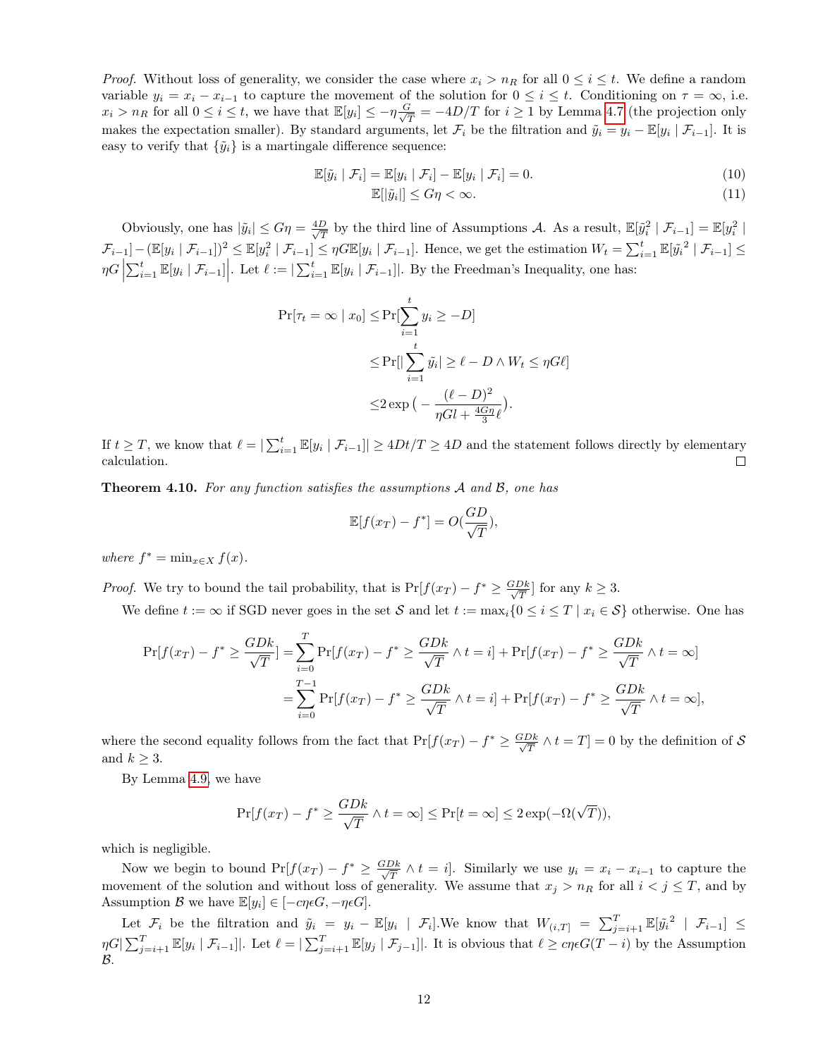*Proof.* Without loss of generality, we consider the case where $x_i > n_R$ for all $0 \le i \le t$. We define a random variable $y_i = x_i - x_{i-1}$ to capture the movement of the solution for $0 \le i \le t$. Conditioning on $\tau = \infty$, i.e. $x_i > n_R$ for all $0 \le i \le t$, we have that $\mathbb{E}[y_i] \le -\eta \frac{G}{\sqrt{T}} = -4D/T$ for $i \ge 1$ by Lemma 4.7 (the projection only makes the expectation smaller). By standard arguments, let $\mathcal{F}_i$ be the filtration and $\tilde{y}_i = y_i - \mathbb{E}[y_i \mid \mathcal{F}_{i-1}]$. It is easy to verify that $\{\tilde{y}_i\}$ is a martingale difference sequence:

$$\mathbb{E}[\tilde{y}_i \mid \mathcal{F}_i] = \mathbb{E}[y_i \mid \mathcal{F}_i] - \mathbb{E}[y_i \mid \mathcal{F}_i] = 0. \tag{10}$$

$$\mathbb{E}[|\tilde{y}_i|] \le G\eta < \infty. \tag{11}$$

Obviously, one has $|\tilde{y}_i| \le G\eta = \frac{4D}{\sqrt{T}}$ by the third line of Assumptions $\mathcal{A}$. As a result, $\mathbb{E}[\tilde{y}_i^2 \mid \mathcal{F}_{i-1}] = \mathbb{E}[y_i^2 \mid \mathcal{F}_{i-1}] - (\mathbb{E}[y_i \mid \mathcal{F}_{i-1}])^2 \le \mathbb{E}[y_i^2 \mid \mathcal{F}_{i-1}] \le \eta G \mathbb{E}[y_i \mid \mathcal{F}_{i-1}]$. Hence, we get the estimation $W_t = \sum_{i=1}^{t} \mathbb{E}[\tilde{y}_i{}^2 \mid \mathcal{F}_{i-1}] \le \eta G \left|\sum_{i=1}^{t} \mathbb{E}[y_i \mid \mathcal{F}_{i-1}]\right|$. Let $\ell := |\sum_{i=1}^{t} \mathbb{E}[y_i \mid \mathcal{F}_{i-1}]|$. By the Freedman's Inequality, one has:

$$\begin{aligned}
\Pr[\tau_t = \infty \mid x_0] \le & \Pr[\sum_{i=1}^{t} y_i \ge -D] \\
\le & \Pr[|\sum_{i=1}^{t} \tilde{y}_i| \ge \ell - D \wedge W_t \le \eta G \ell] \\
\le & 2\exp\big(-\frac{(\ell - D)^2}{\eta G l + \frac{4G\eta}{3}\ell}\big).
\end{aligned}$$

If $t \ge T$, we know that $\ell = |\sum_{i=1}^{t} \mathbb{E}[y_i \mid \mathcal{F}_{i-1}]| \ge 4Dt/T \ge 4D$ and the statement follows directly by elementary calculation. $\square$

**Theorem 4.10.** *For any function satisfies the assumptions $\mathcal{A}$ and $\mathcal{B}$, one has*

$$\mathbb{E}[f(x_T) - f^*] = O(\frac{GD}{\sqrt{T}}),$$

*where $f^* = \min_{x \in X} f(x)$.*

*Proof.* We try to bound the tail probability, that is $\Pr[f(x_T) - f^* \ge \frac{GDk}{\sqrt{T}}]$ for any $k \ge 3$.

We define $t := \infty$ if SGD never goes in the set $\mathcal{S}$ and let $t := \max_i\{0 \le i \le T \mid x_i \in \mathcal{S}\}$ otherwise. One has

$$\begin{aligned}
\Pr[f(x_T) - f^* \ge \frac{GDk}{\sqrt{T}}] =& \sum_{i=0}^{T} \Pr[f(x_T) - f^* \ge \frac{GDk}{\sqrt{T}} \wedge t = i] + \Pr[f(x_T) - f^* \ge \frac{GDk}{\sqrt{T}} \wedge t = \infty] \\
=& \sum_{i=0}^{T-1} \Pr[f(x_T) - f^* \ge \frac{GDk}{\sqrt{T}} \wedge t = i] + \Pr[f(x_T) - f^* \ge \frac{GDk}{\sqrt{T}} \wedge t = \infty],
\end{aligned}$$

where the second equality follows from the fact that $\Pr[f(x_T) - f^* \ge \frac{GDk}{\sqrt{T}} \wedge t = T] = 0$ by the definition of $\mathcal{S}$ and $k \ge 3$.

By Lemma 4.9, we have

$$\Pr[f(x_T) - f^* \ge \frac{GDk}{\sqrt{T}} \wedge t = \infty] \le \Pr[t = \infty] \le 2\exp(-\Omega(\sqrt{T})),$$

which is negligible.

Now we begin to bound $\Pr[f(x_T) - f^* \ge \frac{GDk}{\sqrt{T}} \wedge t = i]$. Similarly we use $y_i = x_i - x_{i-1}$ to capture the movement of the solution and without loss of generality. We assume that $x_j > n_R$ for all $i < j \le T$, and by Assumption $\mathcal{B}$ we have $\mathbb{E}[y_i] \in [-c\eta\epsilon G, -\eta\epsilon G]$.

Let $\mathcal{F}_i$ be the filtration and $\tilde{y}_i = y_i - \mathbb{E}[y_i \mid \mathcal{F}_i]$.We know that $W_{(i,T]} = \sum_{j=i+1}^{T} \mathbb{E}[\tilde{y}_i{}^2 \mid \mathcal{F}_{i-1}] \le \eta G |\sum_{j=i+1}^{T} \mathbb{E}[y_i \mid \mathcal{F}_{i-1}]|$. Let $\ell = |\sum_{j=i+1}^{T} \mathbb{E}[y_j \mid \mathcal{F}_{j-1}]|$. It is obvious that $\ell \ge c\eta\epsilon G(T - i)$ by the Assumption $\mathcal{B}$.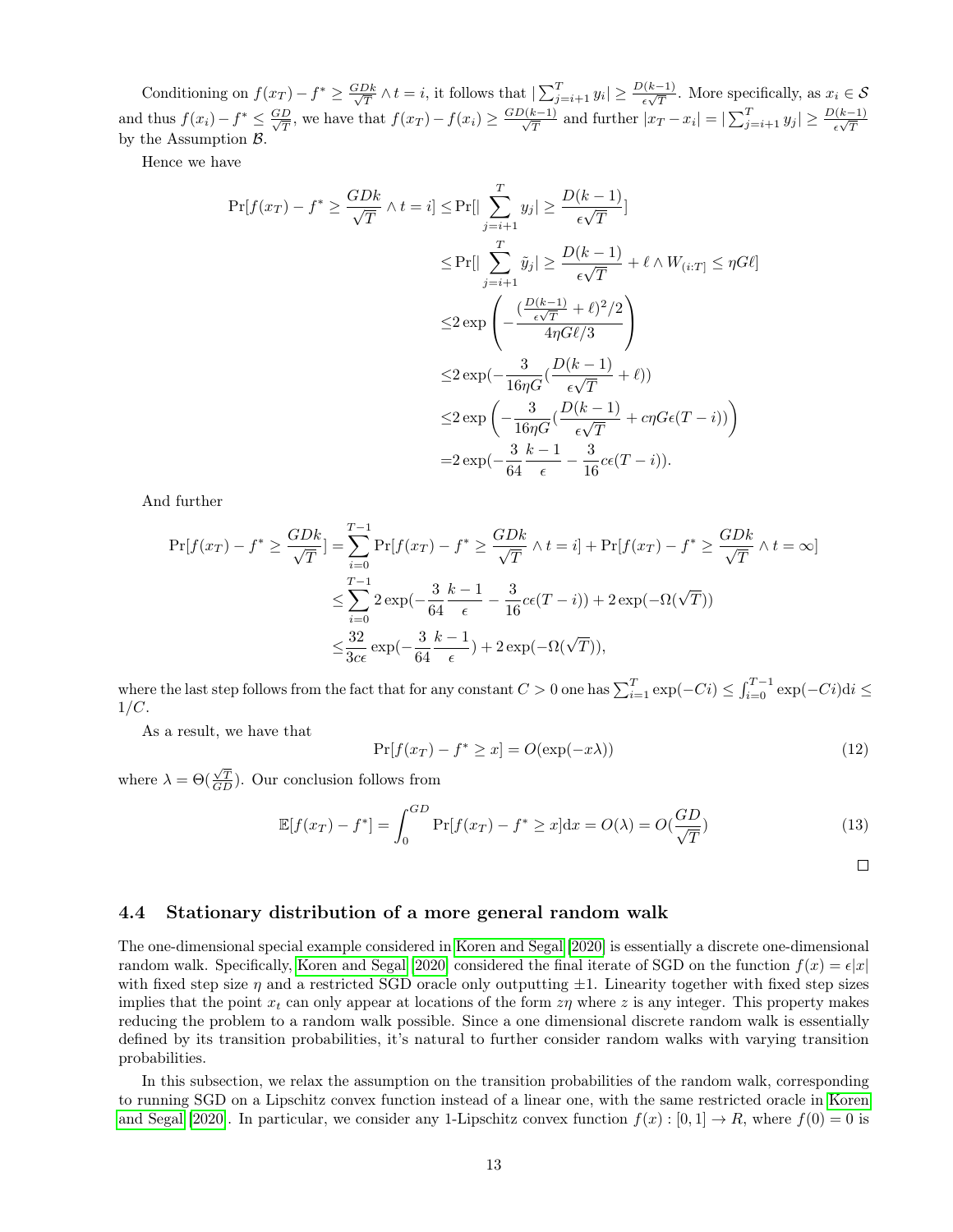Conditioning on $f(x_T) - f^* \geq \frac{GDk}{\sqrt{T}} \wedge t = i$, it follows that $|\sum_{j=i+1}^{T} y_i| \geq \frac{D(k-1)}{\epsilon\sqrt{T}}$. More specifically, as $x_i \in \mathcal{S}$ and thus $f(x_i) - f^* \leq \frac{GD}{\sqrt{T}}$, we have that $f(x_T) - f(x_i) \geq \frac{GD(k-1)}{\sqrt{T}}$ and further $|x_T - x_i| = |\sum_{j=i+1}^{T} y_j| \geq \frac{D(k-1)}{\epsilon\sqrt{T}}$ by the Assumption $\mathcal{B}$.

Hence we have

$$
\begin{aligned}
\Pr[f(x_T) - f^* \geq \frac{GDk}{\sqrt{T}} \wedge t = i] \leq & \Pr[|\sum_{j=i+1}^{T} y_j| \geq \frac{D(k-1)}{\epsilon\sqrt{T}}] \\
\leq & \Pr[|\sum_{j=i+1}^{T} \tilde{y}_j| \geq \frac{D(k-1)}{\epsilon\sqrt{T}} + \ell \wedge W_{(i:T]} \leq \eta G \ell] \\
\leq & 2\exp\left(-\frac{(\frac{D(k-1)}{\epsilon\sqrt{T}} + \ell)^2/2}{4\eta G\ell/3}\right) \\
\leq & 2\exp(-\frac{3}{16\eta G}(\frac{D(k-1)}{\epsilon\sqrt{T}} + \ell)) \\
\leq & 2\exp\left(-\frac{3}{16\eta G}(\frac{D(k-1)}{\epsilon\sqrt{T}} + c\eta G\epsilon(T-i))\right) \\
= & 2\exp(-\frac{3}{64}\frac{k-1}{\epsilon} - \frac{3}{16}c\epsilon(T-i)).
\end{aligned}
$$

And further

$$
\begin{aligned}
\Pr[f(x_T) - f^* \geq \frac{GDk}{\sqrt{T}}] = & \sum_{i=0}^{T-1} \Pr[f(x_T) - f^* \geq \frac{GDk}{\sqrt{T}} \wedge t = i] + \Pr[f(x_T) - f^* \geq \frac{GDk}{\sqrt{T}} \wedge t = \infty] \\
\leq & \sum_{i=0}^{T-1} 2\exp(-\frac{3}{64}\frac{k-1}{\epsilon} - \frac{3}{16}c\epsilon(T-i)) + 2\exp(-\Omega(\sqrt{T})) \\
\leq & \frac{32}{3c\epsilon}\exp(-\frac{3}{64}\frac{k-1}{\epsilon}) + 2\exp(-\Omega(\sqrt{T})),
\end{aligned}
$$

where the last step follows from the fact that for any constant $C > 0$ one has $\sum_{i=1}^{T}\exp(-Ci) \leq \int_{i=0}^{T-1}\exp(-Ci)\mathrm{d}i \leq 1/C$.

As a result, we have that

$$
\Pr[f(x_T) - f^* \geq x] = O(\exp(-x\lambda)) \tag{12}
$$

where $\lambda = \Theta(\frac{\sqrt{T}}{GD})$. Our conclusion follows from

$$
\mathbb{E}[f(x_T) - f^*] = \int_0^{GD} \Pr[f(x_T) - f^* \geq x]\mathrm{d}x = O(\lambda) = O(\frac{GD}{\sqrt{T}}) \tag{13}
$$

□

### 4.4 Stationary distribution of a more general random walk

The one-dimensional special example considered in Koren and Segal [2020] is essentially a discrete one-dimensional random walk. Specifically, Koren and Segal [2020] considered the final iterate of SGD on the function $f(x) = \epsilon|x|$ with fixed step size $\eta$ and a restricted SGD oracle only outputting $\pm 1$. Linearity together with fixed step sizes implies that the point $x_t$ can only appear at locations of the form $z\eta$ where $z$ is any integer. This property makes reducing the problem to a random walk possible. Since a one dimensional discrete random walk is essentially defined by its transition probabilities, it's natural to further consider random walks with varying transition probabilities.

In this subsection, we relax the assumption on the transition probabilities of the random walk, corresponding to running SGD on a Lipschitz convex function instead of a linear one, with the same restricted oracle in Koren and Segal [2020]. In particular, we consider any 1-Lipschitz convex function $f(x) : [0, 1] \to R$, where $f(0) = 0$ is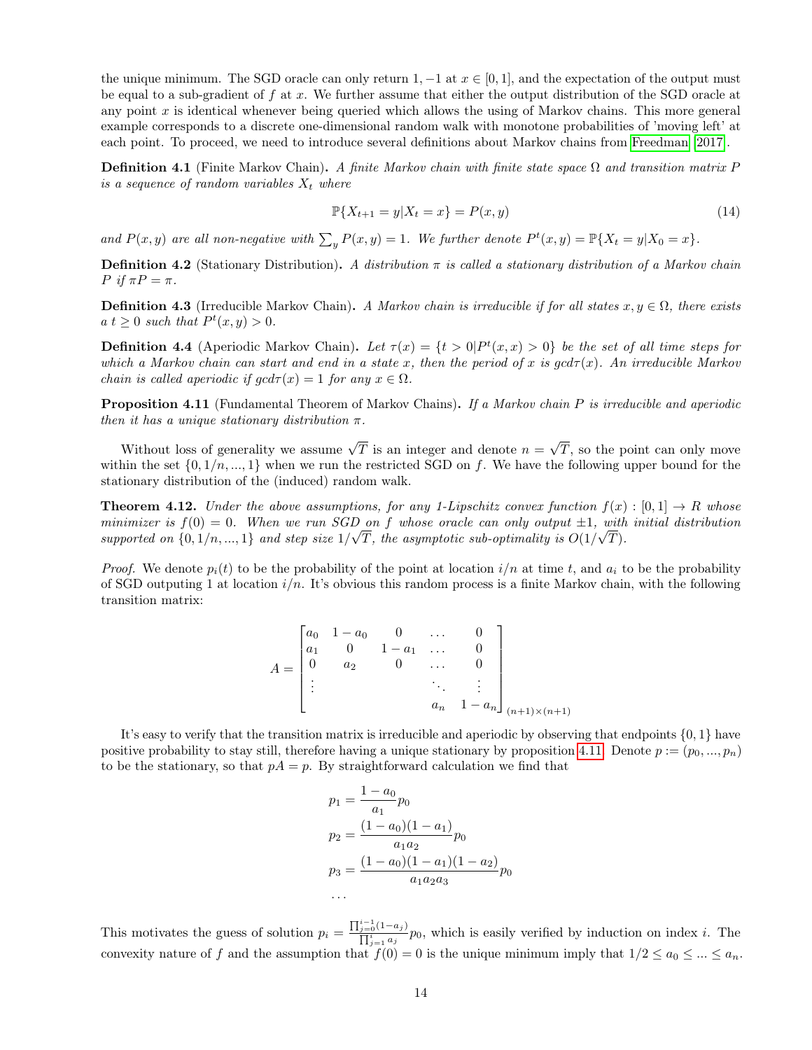the unique minimum. The SGD oracle can only return $1, -1$ at $x \in [0, 1]$, and the expectation of the output must be equal to a sub-gradient of $f$ at $x$. We further assume that either the output distribution of the SGD oracle at any point $x$ is identical whenever being queried which allows the using of Markov chains. This more general example corresponds to a discrete one-dimensional random walk with monotone probabilities of 'moving left' at each point. To proceed, we need to introduce several definitions about Markov chains from Freedman [2017].

**Definition 4.1** (Finite Markov Chain)**.** *A finite Markov chain with finite state space $\Omega$ and transition matrix $P$ is a sequence of random variables $X_t$ where*

$$\mathbb{P}\{X_{t+1} = y | X_t = x\} = P(x, y) \tag{14}$$

*and $P(x, y)$ are all non-negative with $\sum_y P(x, y) = 1$. We further denote $P^t(x, y) = \mathbb{P}\{X_t = y | X_0 = x\}$.*

**Definition 4.2** (Stationary Distribution)**.** *A distribution $\pi$ is called a stationary distribution of a Markov chain $P$ if $\pi P = \pi$.*

**Definition 4.3** (Irreducible Markov Chain)**.** *A Markov chain is irreducible if for all states $x, y \in \Omega$, there exists a $t \geq 0$ such that $P^t(x, y) > 0$.*

**Definition 4.4** (Aperiodic Markov Chain)**.** *Let $\tau(x) = \{t > 0 | P^t(x, x) > 0\}$ be the set of all time steps for which a Markov chain can start and end in a state $x$, then the period of $x$ is $gcd\tau(x)$. An irreducible Markov chain is called aperiodic if $gcd\tau(x) = 1$ for any $x \in \Omega$.*

**Proposition 4.11** (Fundamental Theorem of Markov Chains)**.** *If a Markov chain $P$ is irreducible and aperiodic then it has a unique stationary distribution $\pi$.*

Without loss of generality we assume $\sqrt{T}$ is an integer and denote $n = \sqrt{T}$, so the point can only move within the set $\{0, 1/n, ..., 1\}$ when we run the restricted SGD on $f$. We have the following upper bound for the stationary distribution of the (induced) random walk.

**Theorem 4.12.** *Under the above assumptions, for any 1-Lipschitz convex function $f(x) : [0, 1] \to R$ whose minimizer is $f(0) = 0$. When we run SGD on $f$ whose oracle can only output $\pm 1$, with initial distribution supported on $\{0, 1/n, ..., 1\}$ and step size $1/\sqrt{T}$, the asymptotic sub-optimality is $O(1/\sqrt{T})$.*

*Proof.* We denote $p_i(t)$ to be the probability of the point at location $i/n$ at time $t$, and $a_i$ to be the probability of SGD outputing 1 at location $i/n$. It's obvious this random process is a finite Markov chain, with the following transition matrix:

$$A = \begin{bmatrix} a_0 & 1 - a_0 & 0 & \dots & 0 \\ a_1 & 0 & 1 - a_1 & \dots & 0 \\ 0 & a_2 & 0 & \dots & 0 \\ \vdots & & & \ddots & \vdots \\ & & & a_n & 1 - a_n \end{bmatrix}_{(n+1) \times (n+1)}$$

It's easy to verify that the transition matrix is irreducible and aperiodic by observing that endpoints $\{0, 1\}$ have positive probability to stay still, therefore having a unique stationary by proposition 4.11. Denote $p := (p_0, ..., p_n)$ to be the stationary, so that $pA = p$. By straightforward calculation we find that

$$\begin{aligned} p_1 &= \frac{1 - a_0}{a_1} p_0 \\ p_2 &= \frac{(1 - a_0)(1 - a_1)}{a_1 a_2} p_0 \\ p_3 &= \frac{(1 - a_0)(1 - a_1)(1 - a_2)}{a_1 a_2 a_3} p_0 \\ &\dots \end{aligned}$$

This motivates the guess of solution $p_i = \frac{\prod_{j=0}^{i-1}(1-a_j)}{\prod_{j=1}^{i} a_j} p_0$, which is easily verified by induction on index $i$. The convexity nature of $f$ and the assumption that $f(0) = 0$ is the unique minimum imply that $1/2 \leq a_0 \leq ... \leq a_n$.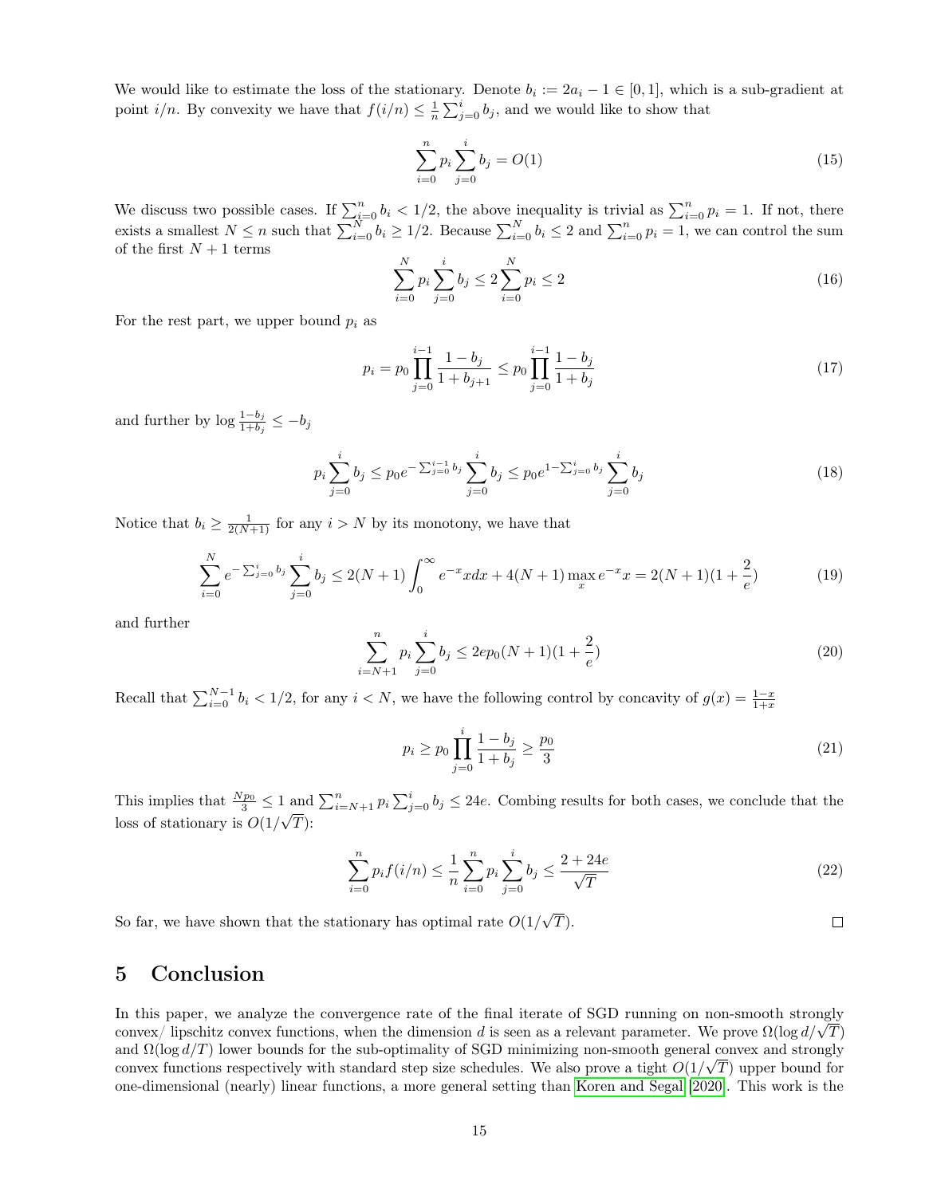We would like to estimate the loss of the stationary. Denote $b_i := 2a_i - 1 \in [0, 1]$, which is a sub-gradient at point $i/n$. By convexity we have that $f(i/n) \le \frac{1}{n}\sum_{j=0}^{i} b_j$, and we would like to show that

$$\sum_{i=0}^{n} p_i \sum_{j=0}^{i} b_j = O(1) \tag{15}$$

We discuss two possible cases. If $\sum_{i=0}^{n} b_i < 1/2$, the above inequality is trivial as $\sum_{i=0}^{n} p_i = 1$. If not, there exists a smallest $N \le n$ such that $\sum_{i=0}^{N} b_i \ge 1/2$. Because $\sum_{i=0}^{N} b_i \le 2$ and $\sum_{i=0}^{n} p_i = 1$, we can control the sum of the first $N+1$ terms

$$\sum_{i=0}^{N} p_i \sum_{j=0}^{i} b_j \le 2\sum_{i=0}^{N} p_i \le 2 \tag{16}$$

For the rest part, we upper bound $p_i$ as

$$p_i = p_0 \prod_{j=0}^{i-1} \frac{1-b_j}{1+b_{j+1}} \le p_0 \prod_{j=0}^{i-1} \frac{1-b_j}{1+b_j} \tag{17}$$

and further by $\log \frac{1-b_j}{1+b_j} \le -b_j$

$$p_i \sum_{j=0}^{i} b_j \le p_0 e^{-\sum_{j=0}^{i-1} b_j} \sum_{j=0}^{i} b_j \le p_0 e^{1-\sum_{j=0}^{i} b_j} \sum_{j=0}^{i} b_j \tag{18}$$

Notice that $b_i \ge \frac{1}{2(N+1)}$ for any $i > N$ by its monotony, we have that

$$\sum_{i=0}^{N} e^{-\sum_{j=0}^{i} b_j} \sum_{j=0}^{i} b_j \le 2(N+1)\int_0^\infty e^{-x} x dx + 4(N+1)\max_x e^{-x} x = 2(N+1)(1+\frac{2}{e}) \tag{19}$$

and further

$$\sum_{i=N+1}^{n} p_i \sum_{j=0}^{i} b_j \le 2ep_0(N+1)(1+\frac{2}{e}) \tag{20}$$

Recall that $\sum_{i=0}^{N-1} b_i < 1/2$, for any $i < N$, we have the following control by concavity of $g(x) = \frac{1-x}{1+x}$

$$p_i \ge p_0 \prod_{j=0}^{i} \frac{1-b_j}{1+b_j} \ge \frac{p_0}{3} \tag{21}$$

This implies that $\frac{Np_0}{3} \le 1$ and $\sum_{i=N+1}^{n} p_i \sum_{j=0}^{i} b_j \le 24e$. Combing results for both cases, we conclude that the loss of stationary is $O(1/\sqrt{T})$:

$$\sum_{i=0}^{n} p_i f(i/n) \le \frac{1}{n}\sum_{i=0}^{n} p_i \sum_{j=0}^{i} b_j \le \frac{2+24e}{\sqrt{T}} \tag{22}$$

So far, we have shown that the stationary has optimal rate $O(1/\sqrt{T})$. ∎

# 5 Conclusion

In this paper, we analyze the convergence rate of the final iterate of SGD running on non-smooth strongly convex/ lipschitz convex functions, when the dimension $d$ is seen as a relevant parameter. We prove $\Omega(\log d/\sqrt{T})$ and $\Omega(\log d/T)$ lower bounds for the sub-optimality of SGD minimizing non-smooth general convex and strongly convex functions respectively with standard step size schedules. We also prove a tight $O(1/\sqrt{T})$ upper bound for one-dimensional (nearly) linear functions, a more general setting than Koren and Segal [2020]. This work is the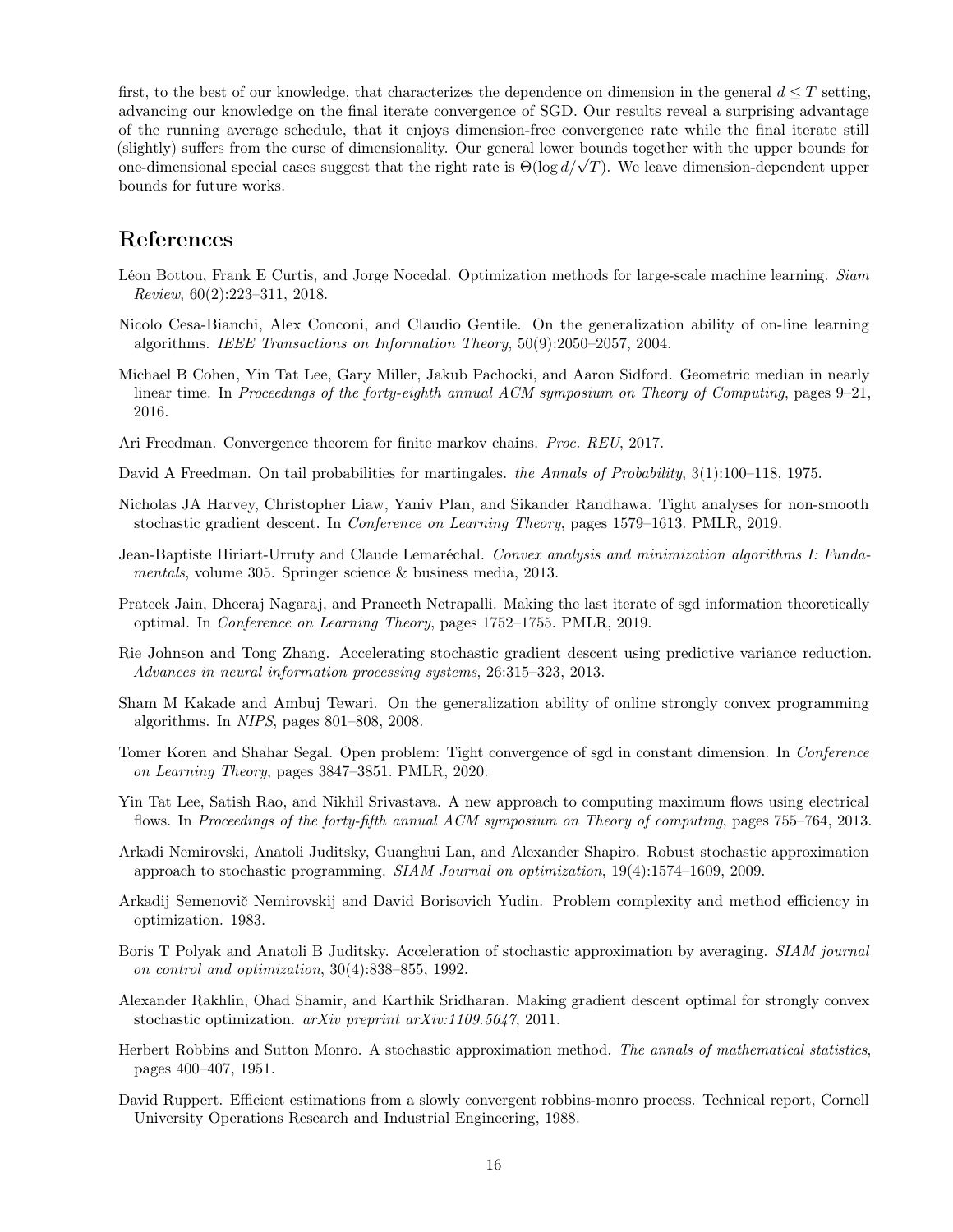first, to the best of our knowledge, that characterizes the dependence on dimension in the general $d \leq T$ setting, advancing our knowledge on the final iterate convergence of SGD. Our results reveal a surprising advantage of the running average schedule, that it enjoys dimension-free convergence rate while the final iterate still (slightly) suffers from the curse of dimensionality. Our general lower bounds together with the upper bounds for one-dimensional special cases suggest that the right rate is $\Theta(\log d/\sqrt{T})$. We leave dimension-dependent upper bounds for future works.

# References

Léon Bottou, Frank E Curtis, and Jorge Nocedal. Optimization methods for large-scale machine learning. *Siam Review*, 60(2):223–311, 2018.

Nicolo Cesa-Bianchi, Alex Conconi, and Claudio Gentile. On the generalization ability of on-line learning algorithms. *IEEE Transactions on Information Theory*, 50(9):2050–2057, 2004.

Michael B Cohen, Yin Tat Lee, Gary Miller, Jakub Pachocki, and Aaron Sidford. Geometric median in nearly linear time. In *Proceedings of the forty-eighth annual ACM symposium on Theory of Computing*, pages 9–21, 2016.

Ari Freedman. Convergence theorem for finite markov chains. *Proc. REU*, 2017.

David A Freedman. On tail probabilities for martingales. *the Annals of Probability*, 3(1):100–118, 1975.

Nicholas JA Harvey, Christopher Liaw, Yaniv Plan, and Sikander Randhawa. Tight analyses for non-smooth stochastic gradient descent. In *Conference on Learning Theory*, pages 1579–1613. PMLR, 2019.

Jean-Baptiste Hiriart-Urruty and Claude Lemaréchal. *Convex analysis and minimization algorithms I: Fundamentals*, volume 305. Springer science & business media, 2013.

Prateek Jain, Dheeraj Nagaraj, and Praneeth Netrapalli. Making the last iterate of sgd information theoretically optimal. In *Conference on Learning Theory*, pages 1752–1755. PMLR, 2019.

Rie Johnson and Tong Zhang. Accelerating stochastic gradient descent using predictive variance reduction. *Advances in neural information processing systems*, 26:315–323, 2013.

Sham M Kakade and Ambuj Tewari. On the generalization ability of online strongly convex programming algorithms. In *NIPS*, pages 801–808, 2008.

Tomer Koren and Shahar Segal. Open problem: Tight convergence of sgd in constant dimension. In *Conference on Learning Theory*, pages 3847–3851. PMLR, 2020.

Yin Tat Lee, Satish Rao, and Nikhil Srivastava. A new approach to computing maximum flows using electrical flows. In *Proceedings of the forty-fifth annual ACM symposium on Theory of computing*, pages 755–764, 2013.

Arkadi Nemirovski, Anatoli Juditsky, Guanghui Lan, and Alexander Shapiro. Robust stochastic approximation approach to stochastic programming. *SIAM Journal on optimization*, 19(4):1574–1609, 2009.

Arkadij Semenovič Nemirovskij and David Borisovich Yudin. Problem complexity and method efficiency in optimization. 1983.

Boris T Polyak and Anatoli B Juditsky. Acceleration of stochastic approximation by averaging. *SIAM journal on control and optimization*, 30(4):838–855, 1992.

Alexander Rakhlin, Ohad Shamir, and Karthik Sridharan. Making gradient descent optimal for strongly convex stochastic optimization. *arXiv preprint arXiv:1109.5647*, 2011.

Herbert Robbins and Sutton Monro. A stochastic approximation method. *The annals of mathematical statistics*, pages 400–407, 1951.

David Ruppert. Efficient estimations from a slowly convergent robbins-monro process. Technical report, Cornell University Operations Research and Industrial Engineering, 1988.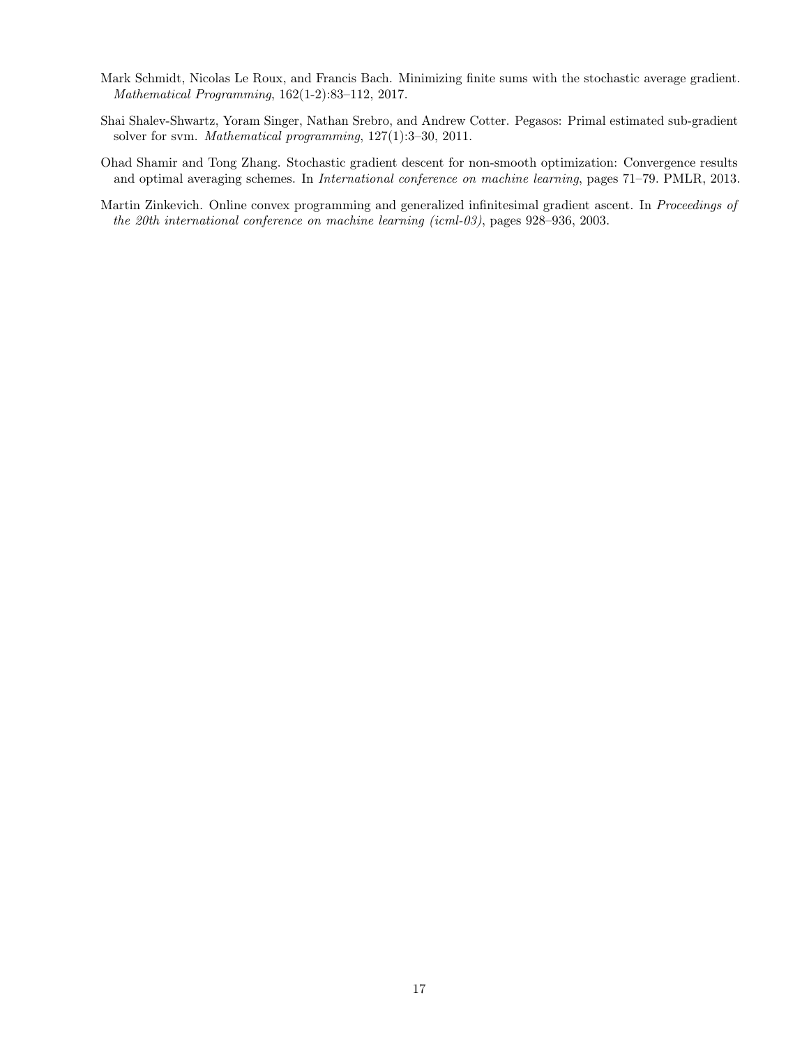Mark Schmidt, Nicolas Le Roux, and Francis Bach. Minimizing finite sums with the stochastic average gradient. *Mathematical Programming*, 162(1-2):83–112, 2017.

Shai Shalev-Shwartz, Yoram Singer, Nathan Srebro, and Andrew Cotter. Pegasos: Primal estimated sub-gradient solver for svm. *Mathematical programming*, 127(1):3–30, 2011.

Ohad Shamir and Tong Zhang. Stochastic gradient descent for non-smooth optimization: Convergence results and optimal averaging schemes. In *International conference on machine learning*, pages 71–79. PMLR, 2013.

Martin Zinkevich. Online convex programming and generalized infinitesimal gradient ascent. In *Proceedings of the 20th international conference on machine learning (icml-03)*, pages 928–936, 2003.